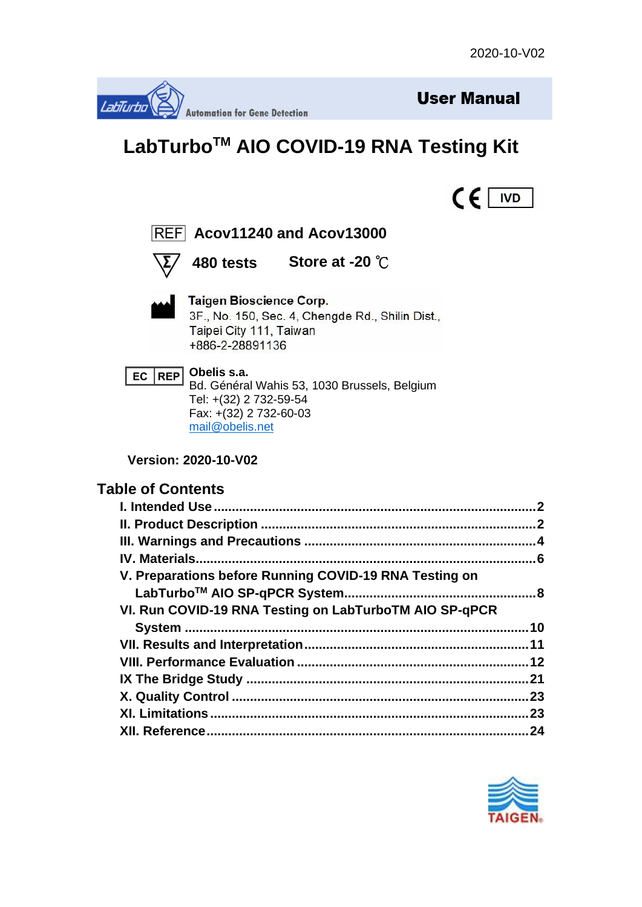2020-10-V02

LabTurbo Automation for Gene Detection

**User Manual**

# LabTurbo™ AIO COVID-19 RNA Testing Kit

CE IVD

REF **Acov11240 and Acov13000**

**480 tests** **Store at -20 ℃**

**Taigen Bioscience Corp.**
3F., No. 150, Sec. 4, Chengde Rd., Shilin Dist.,
Taipei City 111, Taiwan
+886-2-28891136

EC REP **Obelis s.a.**
Bd. Général Wahis 53, 1030 Brussels, Belgium
Tel: +(32) 2 732-59-54
Fax: +(32) 2 732-60-03
mail@obelis.net

**Version: 2020-10-V02**

## Table of Contents

- **I. Intended Use ........................................................................2**
- **II. Product Description ..............................................................2**
- **III. Warnings and Precautions .....................................................4**
- **IV. Materials...............................................................................6**
- **V. Preparations before Running COVID-19 RNA Testing on LabTurbo™ AIO SP-qPCR System..................................................8**
- **VI. Run COVID-19 RNA Testing on LabTurboTM AIO SP-qPCR System ....................................................................................10**
- **VII. Results and Interpretation...................................................11**
- **VIII. Performance Evaluation ....................................................12**
- **IX The Bridge Study ...................................................................21**
- **X. Quality Control ......................................................................23**
- **XI. Limitations...........................................................................23**
- **XII. Reference...........................................................................24**

TAIGEN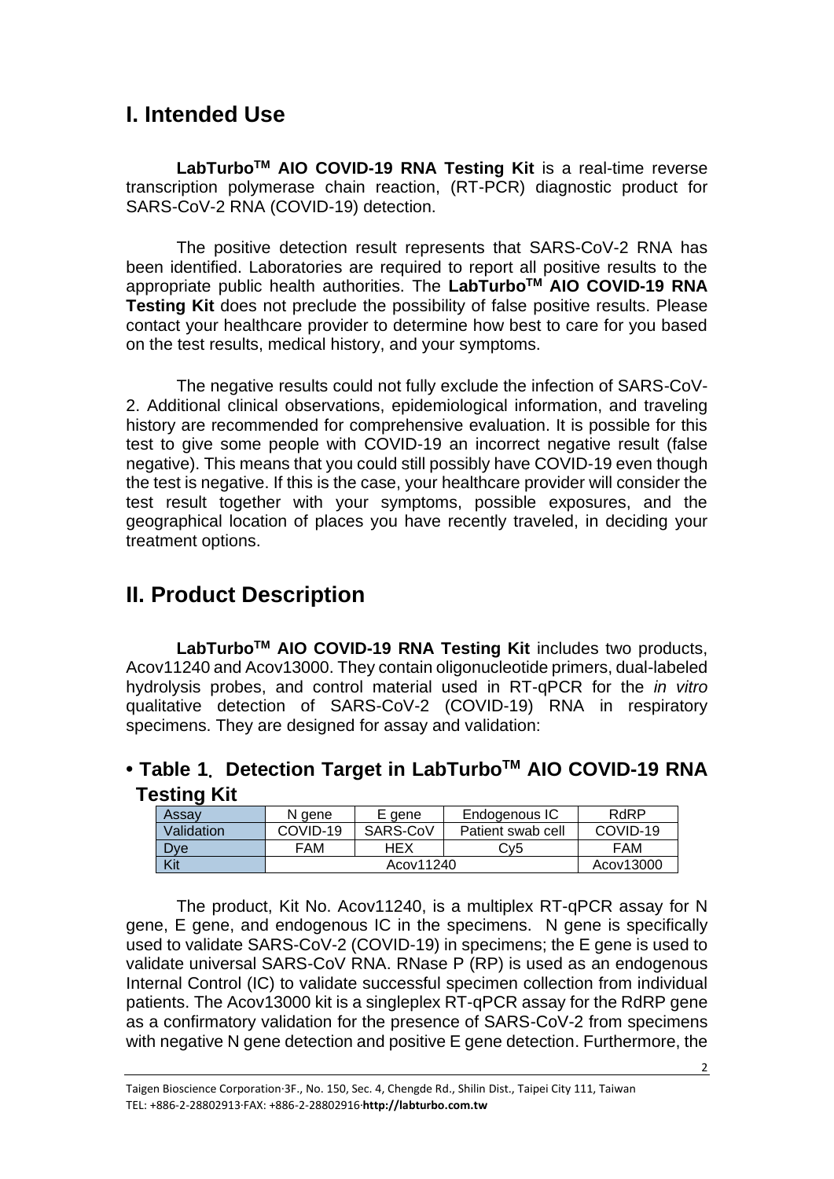## I. Intended Use

**LabTurbo[TM] AIO COVID-19 RNA Testing Kit** is a real-time reverse transcription polymerase chain reaction, (RT-PCR) diagnostic product for SARS-CoV-2 RNA (COVID-19) detection.

The positive detection result represents that SARS-CoV-2 RNA has been identified. Laboratories are required to report all positive results to the appropriate public health authorities. The **LabTurbo[TM] AIO COVID-19 RNA Testing Kit** does not preclude the possibility of false positive results. Please contact your healthcare provider to determine how best to care for you based on the test results, medical history, and your symptoms.

The negative results could not fully exclude the infection of SARS-CoV-2. Additional clinical observations, epidemiological information, and traveling history are recommended for comprehensive evaluation. It is possible for this test to give some people with COVID-19 an incorrect negative result (false negative). This means that you could still possibly have COVID-19 even though the test is negative. If this is the case, your healthcare provider will consider the test result together with your symptoms, possible exposures, and the geographical location of places you have recently traveled, in deciding your treatment options.

## II. Product Description

**LabTurbo[TM] AIO COVID-19 RNA Testing Kit** includes two products, Acov11240 and Acov13000. They contain oligonucleotide primers, dual-labeled hydrolysis probes, and control material used in RT-qPCR for the *in vitro* qualitative detection of SARS-CoV-2 (COVID-19) RNA in respiratory specimens. They are designed for assay and validation:

### • Table 1. Detection Target in LabTurbo[TM] AIO COVID-19 RNA Testing Kit

| Assay | N gene | E gene | Endogenous IC | RdRP |
|---|---|---|---|---|
| Validation | COVID-19 | SARS-CoV | Patient swab cell | COVID-19 |
| Dye | FAM | HEX | Cy5 | FAM |
| Kit | Acov11240 | | | Acov13000 |

The product, Kit No. Acov11240, is a multiplex RT-qPCR assay for N gene, E gene, and endogenous IC in the specimens. N gene is specifically used to validate SARS-CoV-2 (COVID-19) in specimens; the E gene is used to validate universal SARS-CoV RNA. RNase P (RP) is used as an endogenous Internal Control (IC) to validate successful specimen collection from individual patients. The Acov13000 kit is a singleplex RT-qPCR assay for the RdRP gene as a confirmatory validation for the presence of SARS-CoV-2 from specimens with negative N gene detection and positive E gene detection. Furthermore, the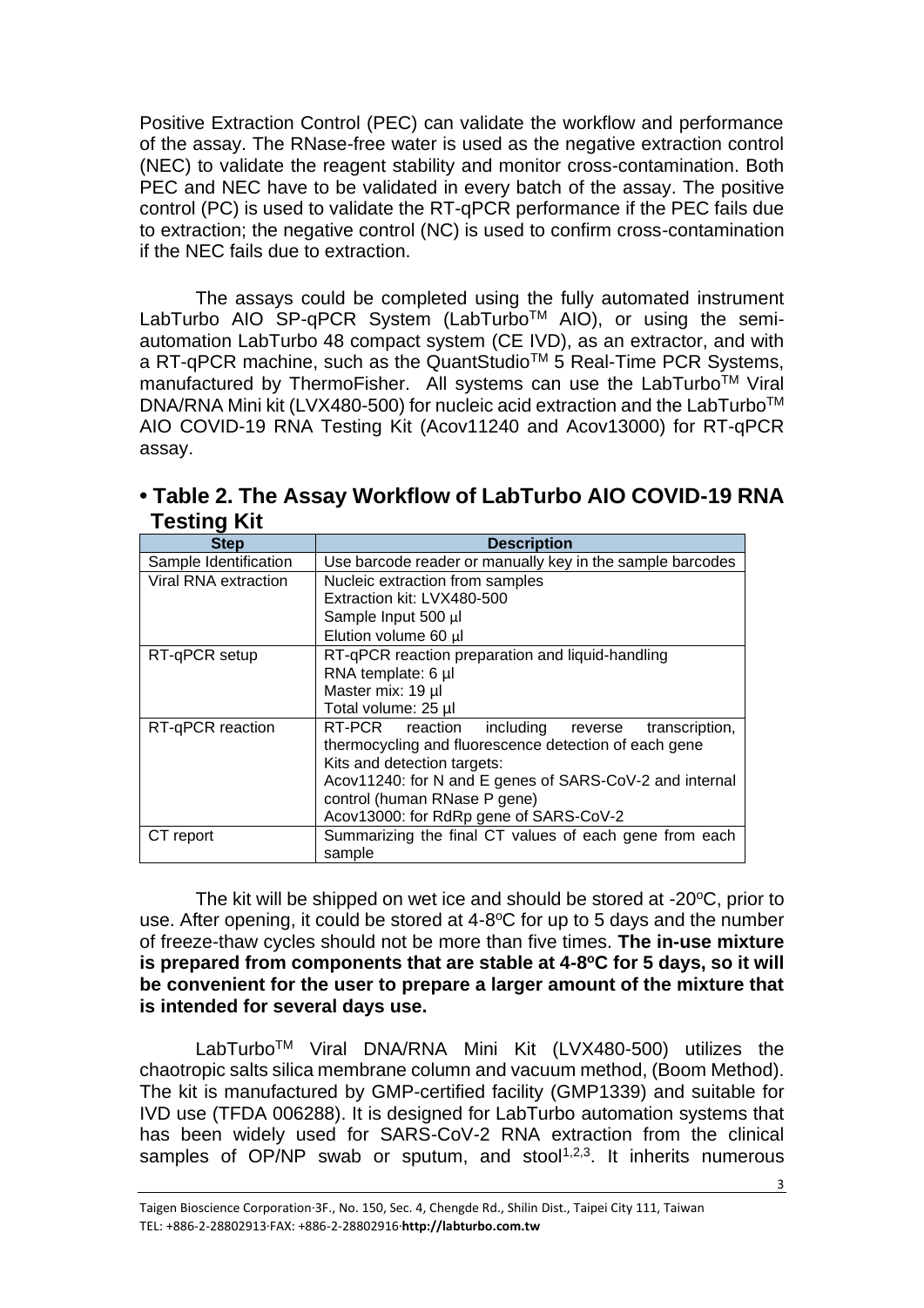Positive Extraction Control (PEC) can validate the workflow and performance of the assay. The RNase-free water is used as the negative extraction control (NEC) to validate the reagent stability and monitor cross-contamination. Both PEC and NEC have to be validated in every batch of the assay. The positive control (PC) is used to validate the RT-qPCR performance if the PEC fails due to extraction; the negative control (NC) is used to confirm cross-contamination if the NEC fails due to extraction.

The assays could be completed using the fully automated instrument LabTurbo AIO SP-qPCR System (LabTurbo™ AIO), or using the semi-automation LabTurbo 48 compact system (CE IVD), as an extractor, and with a RT-qPCR machine, such as the QuantStudio™ 5 Real-Time PCR Systems, manufactured by ThermoFisher. All systems can use the LabTurbo™ Viral DNA/RNA Mini kit (LVX480-500) for nucleic acid extraction and the LabTurbo™ AIO COVID-19 RNA Testing Kit (Acov11240 and Acov13000) for RT-qPCR assay.

## • Table 2. The Assay Workflow of LabTurbo AIO COVID-19 RNA Testing Kit

| Step | Description |
|---|---|
| Sample Identification | Use barcode reader or manually key in the sample barcodes |
| Viral RNA extraction | Nucleic extraction from samples<br>Extraction kit: LVX480-500<br>Sample Input 500 µl<br>Elution volume 60 µl |
| RT-qPCR setup | RT-qPCR reaction preparation and liquid-handling<br>RNA template: 6 µl<br>Master mix: 19 µl<br>Total volume: 25 µl |
| RT-qPCR reaction | RT-PCR reaction including reverse transcription, thermocycling and fluorescence detection of each gene<br>Kits and detection targets:<br>Acov11240: for N and E genes of SARS-CoV-2 and internal control (human RNase P gene)<br>Acov13000: for RdRp gene of SARS-CoV-2 |
| CT report | Summarizing the final CT values of each gene from each sample |

The kit will be shipped on wet ice and should be stored at -20°C, prior to use. After opening, it could be stored at 4-8°C for up to 5 days and the number of freeze-thaw cycles should not be more than five times. **The in-use mixture is prepared from components that are stable at 4-8°C for 5 days, so it will be convenient for the user to prepare a larger amount of the mixture that is intended for several days use.**

LabTurbo™ Viral DNA/RNA Mini Kit (LVX480-500) utilizes the chaotropic salts silica membrane column and vacuum method, (Boom Method). The kit is manufactured by GMP-certified facility (GMP1339) and suitable for IVD use (TFDA 006288). It is designed for LabTurbo automation systems that has been widely used for SARS-CoV-2 RNA extraction from the clinical samples of OP/NP swab or sputum, and stool[1,2,3]. It inherits numerous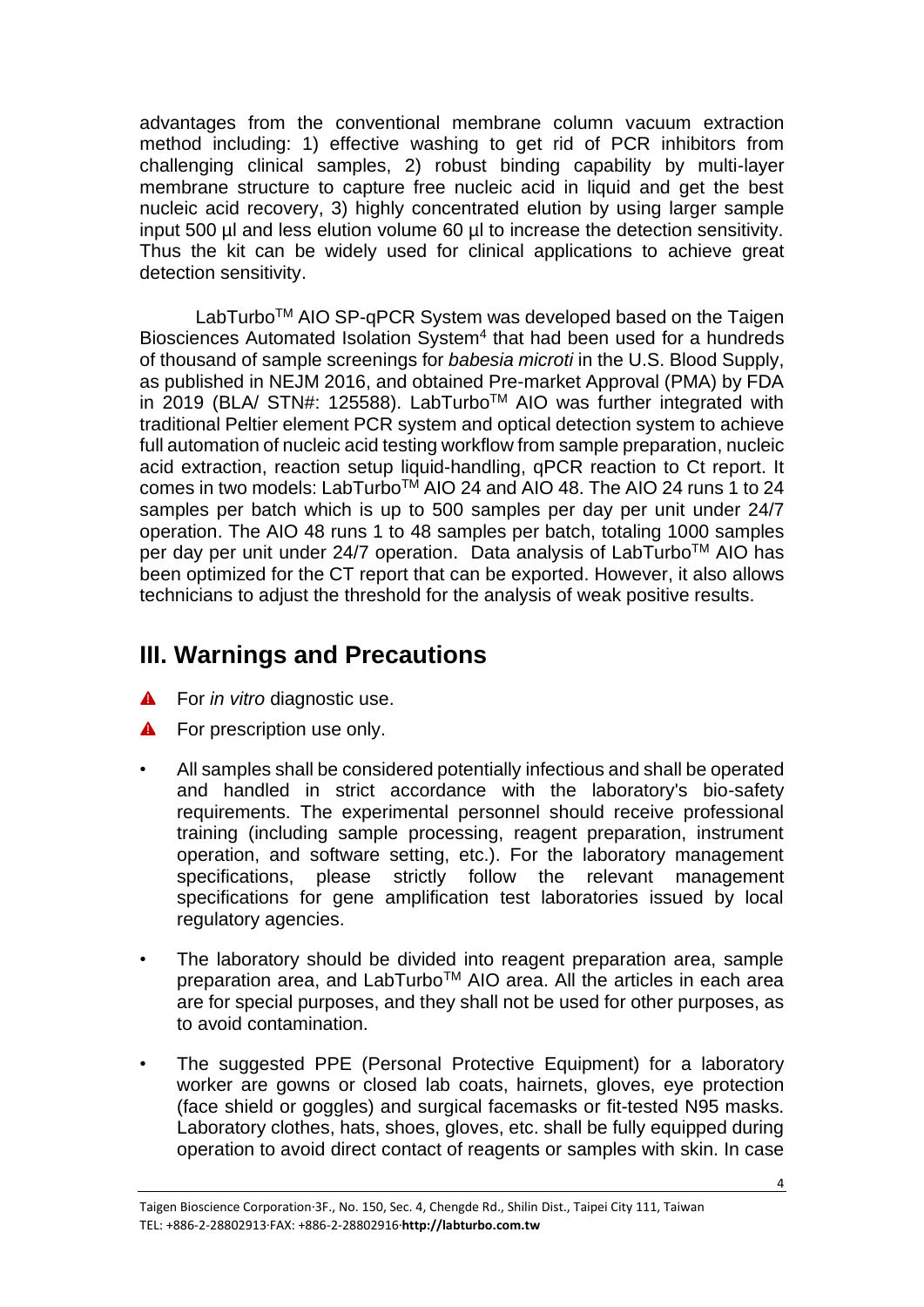advantages from the conventional membrane column vacuum extraction method including: 1) effective washing to get rid of PCR inhibitors from challenging clinical samples, 2) robust binding capability by multi-layer membrane structure to capture free nucleic acid in liquid and get the best nucleic acid recovery, 3) highly concentrated elution by using larger sample input 500 µl and less elution volume 60 µl to increase the detection sensitivity. Thus the kit can be widely used for clinical applications to achieve great detection sensitivity.

LabTurbo™ AIO SP-qPCR System was developed based on the Taigen Biosciences Automated Isolation System[4] that had been used for a hundreds of thousand of sample screenings for *babesia microti* in the U.S. Blood Supply, as published in NEJM 2016, and obtained Pre-market Approval (PMA) by FDA in 2019 (BLA/ STN#: 125588). LabTurbo™ AIO was further integrated with traditional Peltier element PCR system and optical detection system to achieve full automation of nucleic acid testing workflow from sample preparation, nucleic acid extraction, reaction setup liquid-handling, qPCR reaction to Ct report. It comes in two models: LabTurbo™ AIO 24 and AIO 48. The AIO 24 runs 1 to 24 samples per batch which is up to 500 samples per day per unit under 24/7 operation. The AIO 48 runs 1 to 48 samples per batch, totaling 1000 samples per day per unit under 24/7 operation. Data analysis of LabTurbo™ AIO has been optimized for the CT report that can be exported. However, it also allows technicians to adjust the threshold for the analysis of weak positive results.

## III. Warnings and Precautions

- ▲ For *in vitro* diagnostic use.
- ▲ For prescription use only.
- All samples shall be considered potentially infectious and shall be operated and handled in strict accordance with the laboratory's bio-safety requirements. The experimental personnel should receive professional training (including sample processing, reagent preparation, instrument operation, and software setting, etc.). For the laboratory management specifications, please strictly follow the relevant management specifications for gene amplification test laboratories issued by local regulatory agencies.
- The laboratory should be divided into reagent preparation area, sample preparation area, and LabTurbo™ AIO area. All the articles in each area are for special purposes, and they shall not be used for other purposes, as to avoid contamination.
- The suggested PPE (Personal Protective Equipment) for a laboratory worker are gowns or closed lab coats, hairnets, gloves, eye protection (face shield or goggles) and surgical facemasks or fit-tested N95 masks. Laboratory clothes, hats, shoes, gloves, etc. shall be fully equipped during operation to avoid direct contact of reagents or samples with skin. In case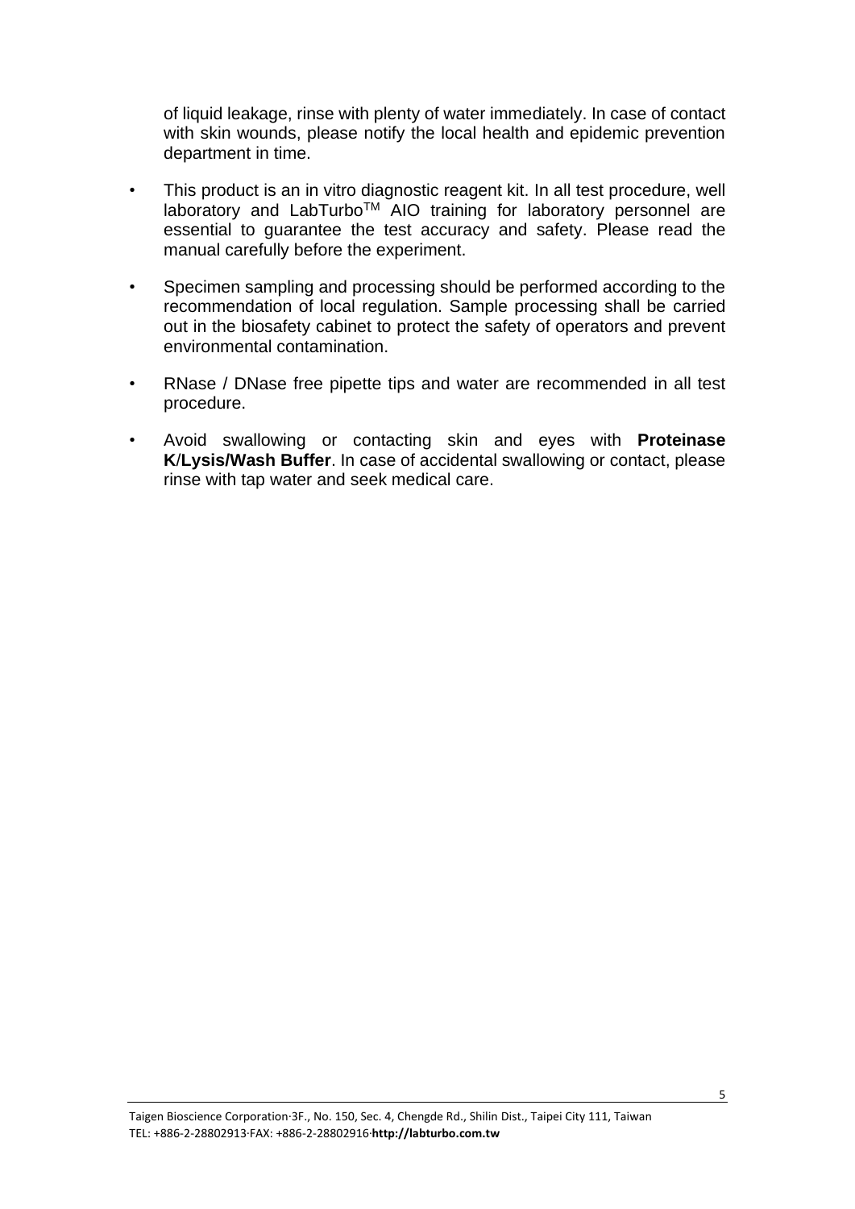of liquid leakage, rinse with plenty of water immediately. In case of contact with skin wounds, please notify the local health and epidemic prevention department in time.

- This product is an in vitro diagnostic reagent kit. In all test procedure, well laboratory and LabTurbo[TM] AIO training for laboratory personnel are essential to guarantee the test accuracy and safety. Please read the manual carefully before the experiment.
- Specimen sampling and processing should be performed according to the recommendation of local regulation. Sample processing shall be carried out in the biosafety cabinet to protect the safety of operators and prevent environmental contamination.
- RNase / DNase free pipette tips and water are recommended in all test procedure.
- Avoid swallowing or contacting skin and eyes with **Proteinase K**/**Lysis/Wash Buffer**. In case of accidental swallowing or contact, please rinse with tap water and seek medical care.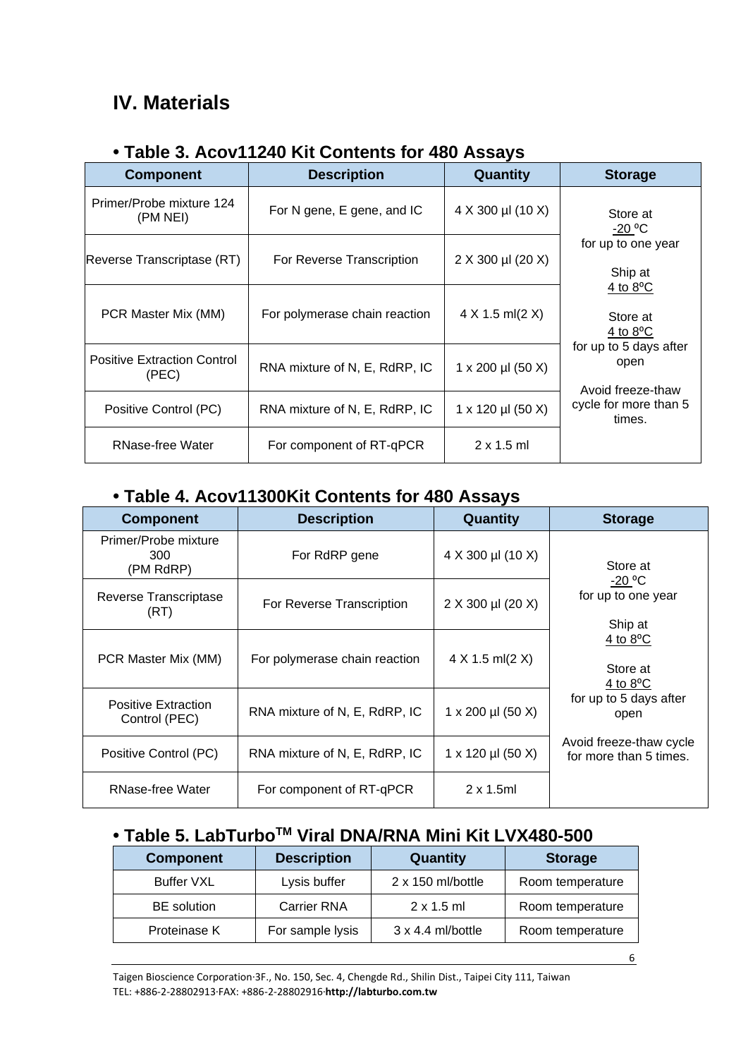## IV. Materials

### • Table 3. Acov11240 Kit Contents for 480 Assays

| Component | Description | Quantity | Storage |
|---|---|---|---|
| Primer/Probe mixture 124 (PM NEI) | For N gene, E gene, and IC | 4 X 300 µl (10 X) | Store at -20 ºC for up to one year<br><br>Ship at 4 to 8ºC<br><br>Store at 4 to 8ºC for up to 5 days after open<br><br>Avoid freeze-thaw cycle for more than 5 times. |
| Reverse Transcriptase (RT) | For Reverse Transcription | 2 X 300 µl (20 X) | |
| PCR Master Mix (MM) | For polymerase chain reaction | 4 X 1.5 ml(2 X) | |
| Positive Extraction Control (PEC) | RNA mixture of N, E, RdRP, IC | 1 x 200 µl (50 X) | |
| Positive Control (PC) | RNA mixture of N, E, RdRP, IC | 1 x 120 µl (50 X) | |
| RNase-free Water | For component of RT-qPCR | 2 x 1.5 ml | |

### • Table 4. Acov11300Kit Contents for 480 Assays

| Component | Description | Quantity | Storage |
|---|---|---|---|
| Primer/Probe mixture 300 (PM RdRP) | For RdRP gene | 4 X 300 µl (10 X) | Store at -20 ºC for up to one year<br><br>Ship at 4 to 8ºC<br><br>Store at 4 to 8ºC for up to 5 days after open<br><br>Avoid freeze-thaw cycle for more than 5 times. |
| Reverse Transcriptase (RT) | For Reverse Transcription | 2 X 300 µl (20 X) | |
| PCR Master Mix (MM) | For polymerase chain reaction | 4 X 1.5 ml(2 X) | |
| Positive Extraction Control (PEC) | RNA mixture of N, E, RdRP, IC | 1 x 200 µl (50 X) | |
| Positive Control (PC) | RNA mixture of N, E, RdRP, IC | 1 x 120 µl (50 X) | |
| RNase-free Water | For component of RT-qPCR | 2 x 1.5ml | |

### • Table 5. LabTurbo[TM] Viral DNA/RNA Mini Kit LVX480-500

| Component | Description | Quantity | Storage |
|---|---|---|---|
| Buffer VXL | Lysis buffer | 2 x 150 ml/bottle | Room temperature |
| BE solution | Carrier RNA | 2 x 1.5 ml | Room temperature |
| Proteinase K | For sample lysis | 3 x 4.4 ml/bottle | Room temperature |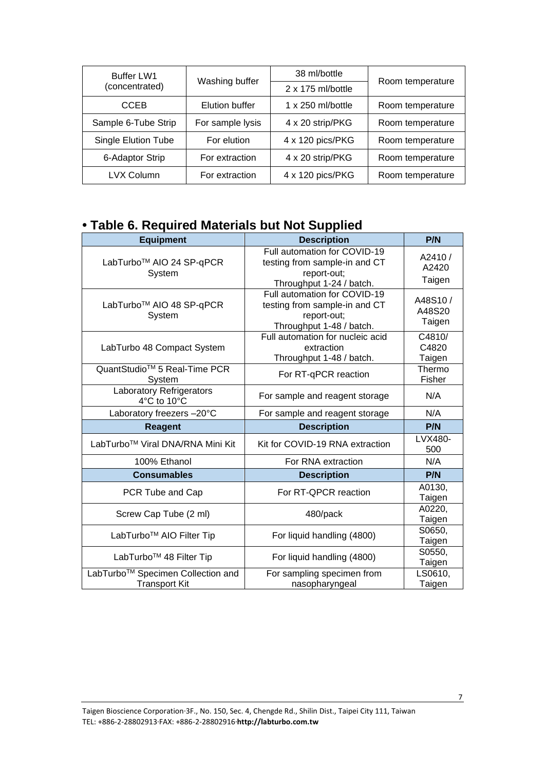| Buffer LW1 (concentrated) | Washing buffer | 38 ml/bottle | Room temperature |
|---|---|---|---|
| | | 2 x 175 ml/bottle | |
| CCEB | Elution buffer | 1 x 250 ml/bottle | Room temperature |
| Sample 6-Tube Strip | For sample lysis | 4 x 20 strip/PKG | Room temperature |
| Single Elution Tube | For elution | 4 x 120 pics/PKG | Room temperature |
| 6-Adaptor Strip | For extraction | 4 x 20 strip/PKG | Room temperature |
| LVX Column | For extraction | 4 x 120 pics/PKG | Room temperature |

## • Table 6. Required Materials but Not Supplied

| Equipment | Description | P/N |
|---|---|---|
| LabTurbo™ AIO 24 SP-qPCR System | Full automation for COVID-19 testing from sample-in and CT report-out; Throughput 1-24 / batch. | A2410 / A2420 Taigen |
| LabTurbo™ AIO 48 SP-qPCR System | Full automation for COVID-19 testing from sample-in and CT report-out; Throughput 1-48 / batch. | A48S10 / A48S20 Taigen |
| LabTurbo 48 Compact System | Full automation for nucleic acid extraction Throughput 1-48 / batch. | C4810/ C4820 Taigen |
| QuantStudio™ 5 Real-Time PCR System | For RT-qPCR reaction | Thermo Fisher |
| Laboratory Refrigerators 4°C to 10°C | For sample and reagent storage | N/A |
| Laboratory freezers –20°C | For sample and reagent storage | N/A |
| **Reagent** | **Description** | **P/N** |
| LabTurbo™ Viral DNA/RNA Mini Kit | Kit for COVID-19 RNA extraction | LVX480-500 |
| 100% Ethanol | For RNA extraction | N/A |
| **Consumables** | **Description** | **P/N** |
| PCR Tube and Cap | For RT-QPCR reaction | A0130, Taigen |
| Screw Cap Tube (2 ml) | 480/pack | A0220, Taigen |
| LabTurbo™ AIO Filter Tip | For liquid handling (4800) | S0650, Taigen |
| LabTurbo™ 48 Filter Tip | For liquid handling (4800) | S0550, Taigen |
| LabTurbo™ Specimen Collection and Transport Kit | For sampling specimen from nasopharyngeal | LS0610, Taigen |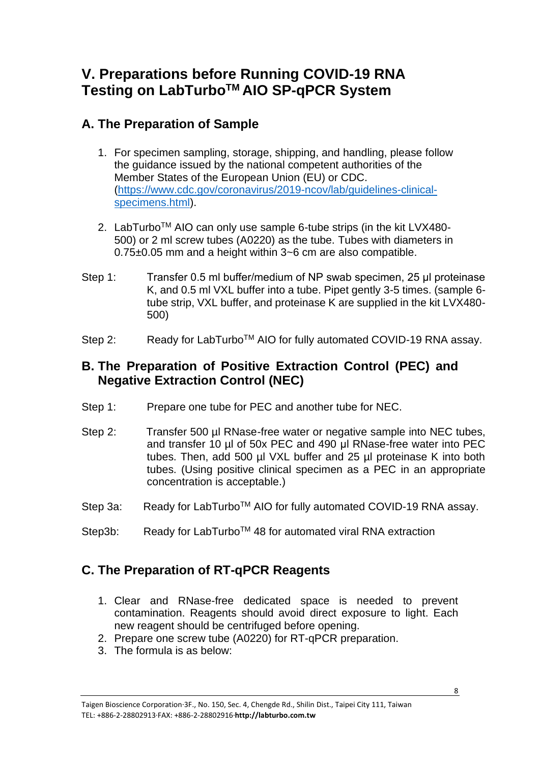# V. Preparations before Running COVID-19 RNA Testing on LabTurbo$^{TM}$ AIO SP-qPCR System

## A. The Preparation of Sample

1. For specimen sampling, storage, shipping, and handling, please follow the guidance issued by the national competent authorities of the Member States of the European Union (EU) or CDC. (https://www.cdc.gov/coronavirus/2019-ncov/lab/guidelines-clinical-specimens.html).
2. LabTurbo$^{TM}$ AIO can only use sample 6-tube strips (in the kit LVX480-500) or 2 ml screw tubes (A0220) as the tube. Tubes with diameters in 0.75±0.05 mm and a height within 3~6 cm are also compatible.

Step 1: Transfer 0.5 ml buffer/medium of NP swab specimen, 25 µl proteinase K, and 0.5 ml VXL buffer into a tube. Pipet gently 3-5 times. (sample 6-tube strip, VXL buffer, and proteinase K are supplied in the kit LVX480-500)

Step 2: Ready for LabTurbo$^{TM}$ AIO for fully automated COVID-19 RNA assay.

## B. The Preparation of Positive Extraction Control (PEC) and Negative Extraction Control (NEC)

Step 1: Prepare one tube for PEC and another tube for NEC.

Step 2: Transfer 500 µl RNase-free water or negative sample into NEC tubes, and transfer 10 µl of 50x PEC and 490 µl RNase-free water into PEC tubes. Then, add 500 µl VXL buffer and 25 µl proteinase K into both tubes. (Using positive clinical specimen as a PEC in an appropriate concentration is acceptable.)

Step 3a: Ready for LabTurbo$^{TM}$ AIO for fully automated COVID-19 RNA assay.

Step3b: Ready for LabTurbo$^{TM}$ 48 for automated viral RNA extraction

## C. The Preparation of RT-qPCR Reagents

1. Clear and RNase-free dedicated space is needed to prevent contamination. Reagents should avoid direct exposure to light. Each new reagent should be centrifuged before opening.
2. Prepare one screw tube (A0220) for RT-qPCR preparation.
3. The formula is as below: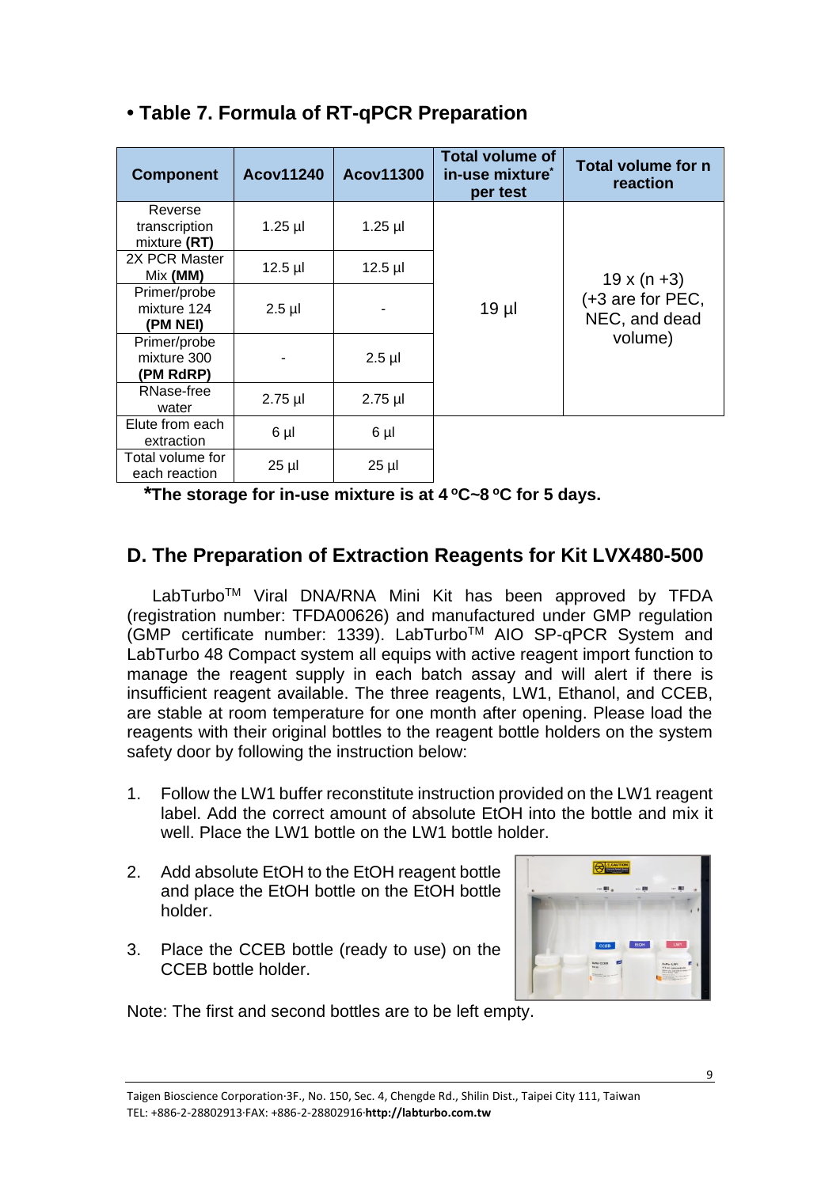## • Table 7. Formula of RT-qPCR Preparation

| Component | Acov11240 | Acov11300 | Total volume of in-use mixture* per test | Total volume for n reaction |
|---|---|---|---|---|
| Reverse transcription mixture **(RT)** | 1.25 µl | 1.25 µl | 19 µl | 19 x (n +3) (+3 are for PEC, NEC, and dead volume) |
| 2X PCR Master Mix **(MM)** | 12.5 µl | 12.5 µl | | |
| Primer/probe mixture 124 **(PM NEI)** | 2.5 µl | - | | |
| Primer/probe mixture 300 **(PM RdRP)** | - | 2.5 µl | | |
| RNase-free water | 2.75 µl | 2.75 µl | | |
| Elute from each extraction | 6 µl | 6 µl | | |
| Total volume for each reaction | 25 µl | 25 µl | | |

***The storage for in-use mixture is at 4 ºC~8 ºC for 5 days.**

## D. The Preparation of Extraction Reagents for Kit LVX480-500

LabTurbo™ Viral DNA/RNA Mini Kit has been approved by TFDA (registration number: TFDA00626) and manufactured under GMP regulation (GMP certificate number: 1339). LabTurbo™ AIO SP-qPCR System and LabTurbo 48 Compact system all equips with active reagent import function to manage the reagent supply in each batch assay and will alert if there is insufficient reagent available. The three reagents, LW1, Ethanol, and CCEB, are stable at room temperature for one month after opening. Please load the reagents with their original bottles to the reagent bottle holders on the system safety door by following the instruction below:

1. Follow the LW1 buffer reconstitute instruction provided on the LW1 reagent label. Add the correct amount of absolute EtOH into the bottle and mix it well. Place the LW1 bottle on the LW1 bottle holder.
2. Add absolute EtOH to the EtOH reagent bottle and place the EtOH bottle on the EtOH bottle holder.
3. Place the CCEB bottle (ready to use) on the CCEB bottle holder.

Note: The first and second bottles are to be left empty.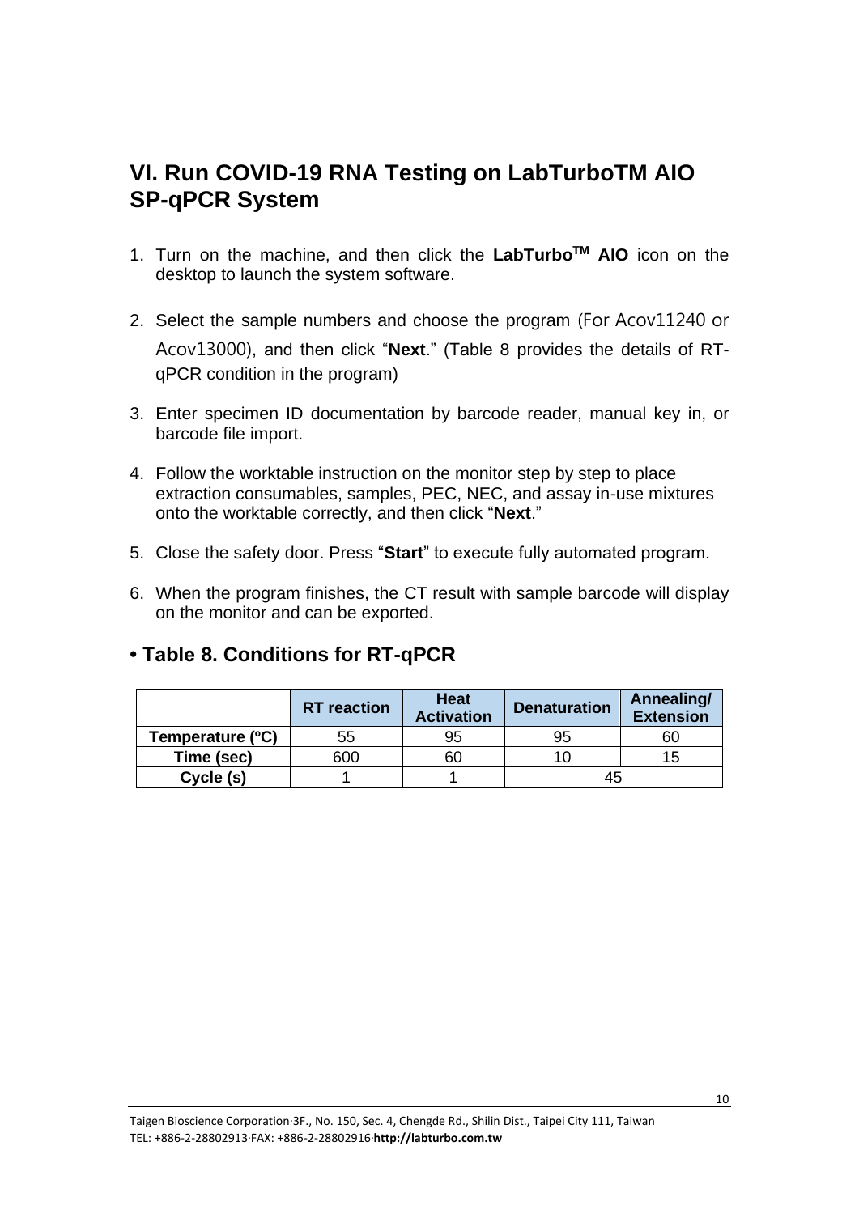## VI. Run COVID-19 RNA Testing on LabTurboTM AIO SP-qPCR System

1. Turn on the machine, and then click the **LabTurbo[TM] AIO** icon on the desktop to launch the system software.
2. Select the sample numbers and choose the program (For Acov11240 or Acov13000), and then click "**Next**." (Table 8 provides the details of RT-qPCR condition in the program)
3. Enter specimen ID documentation by barcode reader, manual key in, or barcode file import.
4. Follow the worktable instruction on the monitor step by step to place extraction consumables, samples, PEC, NEC, and assay in-use mixtures onto the worktable correctly, and then click "**Next**."
5. Close the safety door. Press "**Start**" to execute fully automated program.
6. When the program finishes, the CT result with sample barcode will display on the monitor and can be exported.

### • Table 8. Conditions for RT-qPCR

| | RT reaction | Heat Activation | Denaturation | Annealing/ Extension |
|---|---|---|---|---|
| **Temperature (ºC)** | 55 | 95 | 95 | 60 |
| **Time (sec)** | 600 | 60 | 10 | 15 |
| **Cycle (s)** | 1 | 1 | 45 | |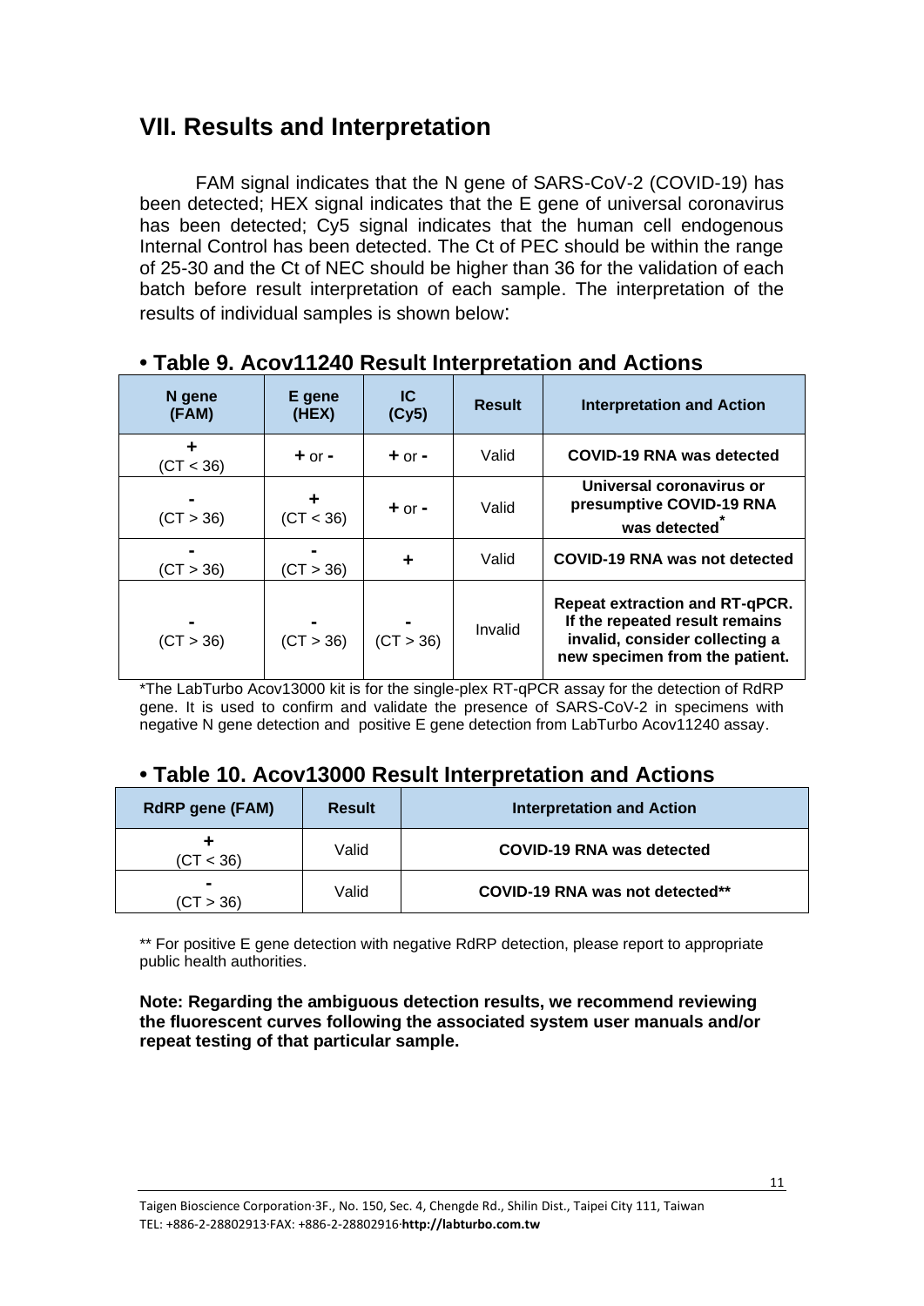## VII. Results and Interpretation

FAM signal indicates that the N gene of SARS-CoV-2 (COVID-19) has been detected; HEX signal indicates that the E gene of universal coronavirus has been detected; Cy5 signal indicates that the human cell endogenous Internal Control has been detected. The Ct of PEC should be within the range of 25-30 and the Ct of NEC should be higher than 36 for the validation of each batch before result interpretation of each sample. The interpretation of the results of individual samples is shown below:

### • Table 9. Acov11240 Result Interpretation and Actions

| N gene (FAM) | E gene (HEX) | IC (Cy5) | Result | Interpretation and Action |
|---|---|---|---|---|
| **+** (CT < 36) | **+** or **-** | **+** or **-** | Valid | **COVID-19 RNA was detected** |
| **-** (CT > 36) | **+** (CT < 36) | **+** or **-** | Valid | **Universal coronavirus or presumptive COVID-19 RNA was detected*** |
| **-** (CT > 36) | **-** (CT > 36) | **+** | Valid | **COVID-19 RNA was not detected** |
| **-** (CT > 36) | **-** (CT > 36) | **-** (CT > 36) | Invalid | **Repeat extraction and RT-qPCR. If the repeated result remains invalid, consider collecting a new specimen from the patient.** |

*The LabTurbo Acov13000 kit is for the single-plex RT-qPCR assay for the detection of RdRP gene. It is used to confirm and validate the presence of SARS-CoV-2 in specimens with negative N gene detection and positive E gene detection from LabTurbo Acov11240 assay.

### • Table 10. Acov13000 Result Interpretation and Actions

| RdRP gene (FAM) | Result | Interpretation and Action |
|---|---|---|
| **+** (CT < 36) | Valid | **COVID-19 RNA was detected** |
| **-** (CT > 36) | Valid | **COVID-19 RNA was not detected**** |

** For positive E gene detection with negative RdRP detection, please report to appropriate public health authorities.

**Note: Regarding the ambiguous detection results, we recommend reviewing the fluorescent curves following the associated system user manuals and/or repeat testing of that particular sample.**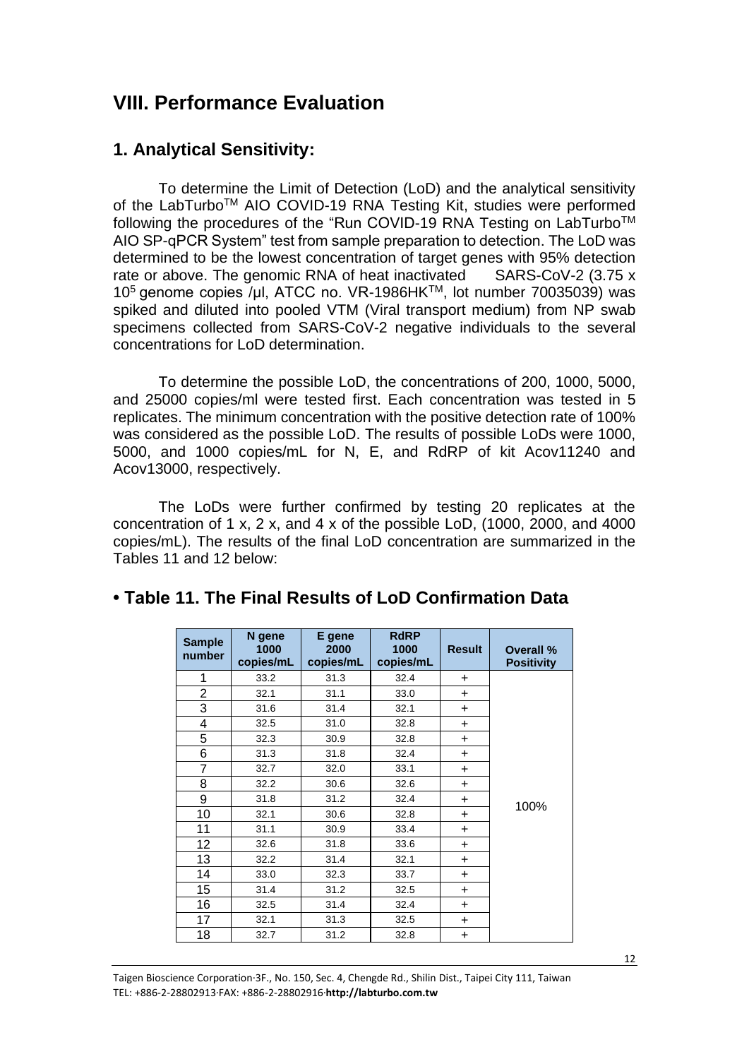# VIII. Performance Evaluation

## 1. Analytical Sensitivity:

To determine the Limit of Detection (LoD) and the analytical sensitivity of the LabTurbo™ AIO COVID-19 RNA Testing Kit, studies were performed following the procedures of the "Run COVID-19 RNA Testing on LabTurbo™ AIO SP-qPCR System" test from sample preparation to detection. The LoD was determined to be the lowest concentration of target genes with 95% detection rate or above. The genomic RNA of heat inactivated SARS-CoV-2 ($3.75 \times 10^5$ genome copies /µl, ATCC no. VR-1986HK™, lot number 70035039) was spiked and diluted into pooled VTM (Viral transport medium) from NP swab specimens collected from SARS-CoV-2 negative individuals to the several concentrations for LoD determination.

To determine the possible LoD, the concentrations of 200, 1000, 5000, and 25000 copies/ml were tested first. Each concentration was tested in 5 replicates. The minimum concentration with the positive detection rate of 100% was considered as the possible LoD. The results of possible LoDs were 1000, 5000, and 1000 copies/mL for N, E, and RdRP of kit Acov11240 and Acov13000, respectively.

The LoDs were further confirmed by testing 20 replicates at the concentration of 1 x, 2 x, and 4 x of the possible LoD, (1000, 2000, and 4000 copies/mL). The results of the final LoD concentration are summarized in the Tables 11 and 12 below:

## • Table 11. The Final Results of LoD Confirmation Data

| Sample number | N gene 1000 copies/mL | E gene 2000 copies/mL | RdRP 1000 copies/mL | Result | Overall % Positivity |
|---|---|---|---|---|---|
| 1 | 33.2 | 31.3 | 32.4 | + | 100% |
| 2 | 32.1 | 31.1 | 33.0 | + | |
| 3 | 31.6 | 31.4 | 32.1 | + | |
| 4 | 32.5 | 31.0 | 32.8 | + | |
| 5 | 32.3 | 30.9 | 32.8 | + | |
| 6 | 31.3 | 31.8 | 32.4 | + | |
| 7 | 32.7 | 32.0 | 33.1 | + | |
| 8 | 32.2 | 30.6 | 32.6 | + | |
| 9 | 31.8 | 31.2 | 32.4 | + | |
| 10 | 32.1 | 30.6 | 32.8 | + | |
| 11 | 31.1 | 30.9 | 33.4 | + | |
| 12 | 32.6 | 31.8 | 33.6 | + | |
| 13 | 32.2 | 31.4 | 32.1 | + | |
| 14 | 33.0 | 32.3 | 33.7 | + | |
| 15 | 31.4 | 31.2 | 32.5 | + | |
| 16 | 32.5 | 31.4 | 32.4 | + | |
| 17 | 32.1 | 31.3 | 32.5 | + | |
| 18 | 32.7 | 31.2 | 32.8 | + | |

Taigen Bioscience Corporation·3F., No. 150, Sec. 4, Chengde Rd., Shilin Dist., Taipei City 111, Taiwan
TEL: +886-2-28802913·FAX: +886-2-28802916·**http://labturbo.com.tw**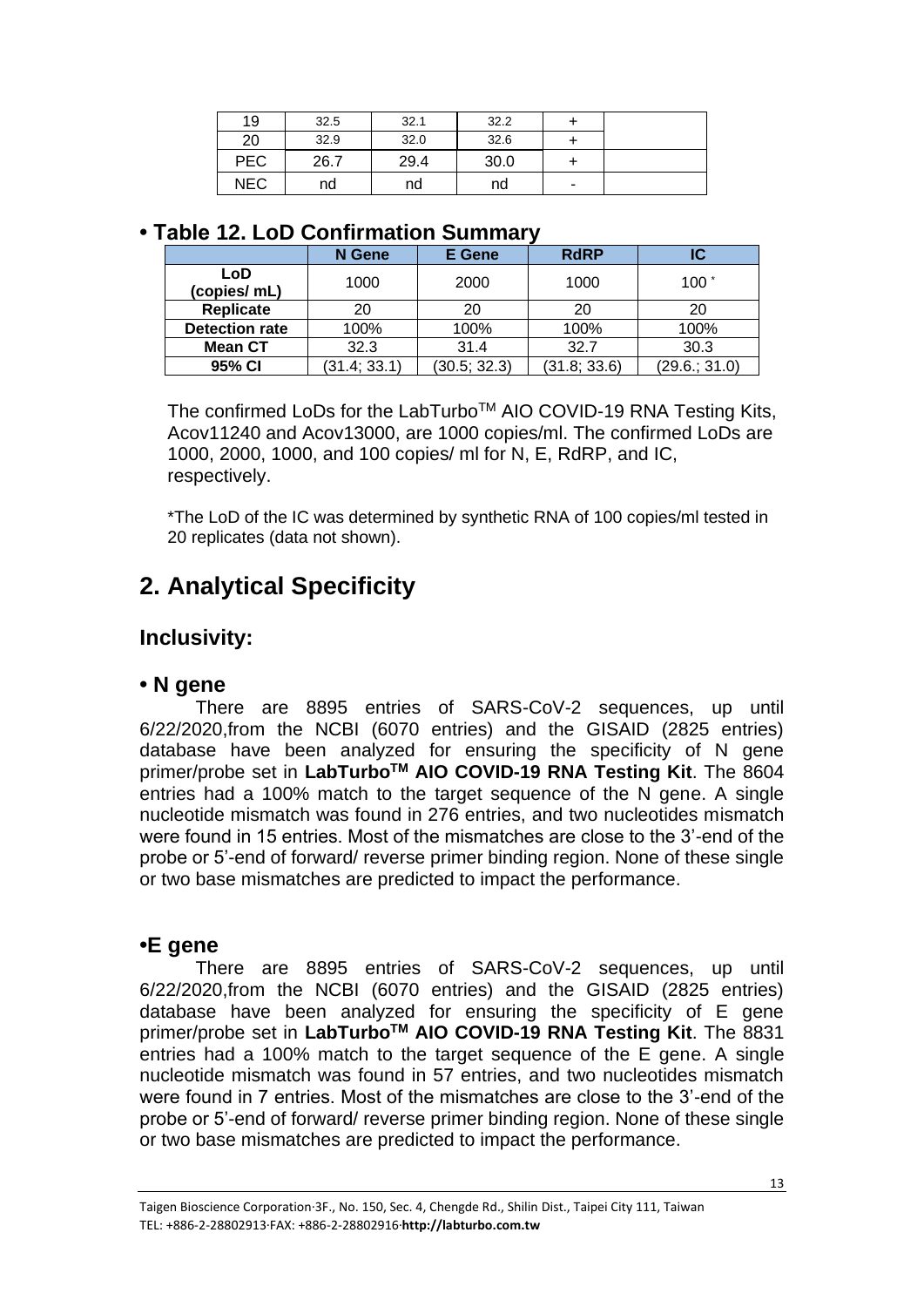| 19 | 32.5 | 32.1 | 32.2 | + | |
|---|---|---|---|---|---|
| 20 | 32.9 | 32.0 | 32.6 | + | |
| PEC | 26.7 | 29.4 | 30.0 | + | |
| NEC | nd | nd | nd | - | |

## • Table 12. LoD Confirmation Summary

| | N Gene | E Gene | RdRP | IC |
|---|---|---|---|---|
| **LoD (copies/ mL)** | 1000 | 2000 | 1000 | 100 * |
| **Replicate** | 20 | 20 | 20 | 20 |
| **Detection rate** | 100% | 100% | 100% | 100% |
| **Mean CT** | 32.3 | 31.4 | 32.7 | 30.3 |
| **95% CI** | (31.4; 33.1) | (30.5; 32.3) | (31.8; 33.6) | (29.6.; 31.0) |

The confirmed LoDs for the LabTurbo™ AIO COVID-19 RNA Testing Kits, Acov11240 and Acov13000, are 1000 copies/ml. The confirmed LoDs are 1000, 2000, 1000, and 100 copies/ ml for N, E, RdRP, and IC, respectively.

*The LoD of the IC was determined by synthetic RNA of 100 copies/ml tested in 20 replicates (data not shown).

# 2. Analytical Specificity

## Inclusivity:

### • N gene

There are 8895 entries of SARS-CoV-2 sequences, up until 6/22/2020,from the NCBI (6070 entries) and the GISAID (2825 entries) database have been analyzed for ensuring the specificity of N gene primer/probe set in **LabTurbo™ AIO COVID-19 RNA Testing Kit**. The 8604 entries had a 100% match to the target sequence of the N gene. A single nucleotide mismatch was found in 276 entries, and two nucleotides mismatch were found in 15 entries. Most of the mismatches are close to the 3'-end of the probe or 5'-end of forward/ reverse primer binding region. None of these single or two base mismatches are predicted to impact the performance.

### •E gene

There are 8895 entries of SARS-CoV-2 sequences, up until 6/22/2020,from the NCBI (6070 entries) and the GISAID (2825 entries) database have been analyzed for ensuring the specificity of E gene primer/probe set in **LabTurbo™ AIO COVID-19 RNA Testing Kit**. The 8831 entries had a 100% match to the target sequence of the E gene. A single nucleotide mismatch was found in 57 entries, and two nucleotides mismatch were found in 7 entries. Most of the mismatches are close to the 3'-end of the probe or 5'-end of forward/ reverse primer binding region. None of these single or two base mismatches are predicted to impact the performance.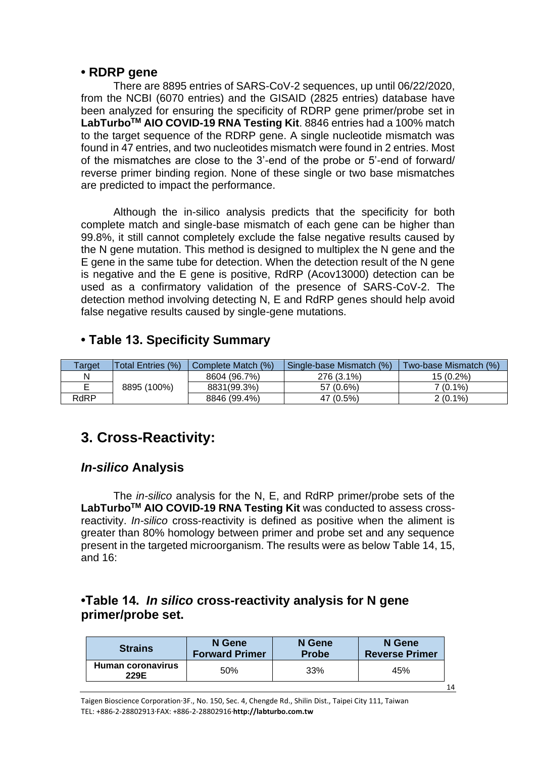## • RDRP gene

There are 8895 entries of SARS-CoV-2 sequences, up until 06/22/2020, from the NCBI (6070 entries) and the GISAID (2825 entries) database have been analyzed for ensuring the specificity of RDRP gene primer/probe set in **LabTurbo[TM] AIO COVID-19 RNA Testing Kit**. 8846 entries had a 100% match to the target sequence of the RDRP gene. A single nucleotide mismatch was found in 47 entries, and two nucleotides mismatch were found in 2 entries. Most of the mismatches are close to the 3'-end of the probe or 5'-end of forward/ reverse primer binding region. None of these single or two base mismatches are predicted to impact the performance.

Although the in-silico analysis predicts that the specificity for both complete match and single-base mismatch of each gene can be higher than 99.8%, it still cannot completely exclude the false negative results caused by the N gene mutation. This method is designed to multiplex the N gene and the E gene in the same tube for detection. When the detection result of the N gene is negative and the E gene is positive, RdRP (Acov13000) detection can be used as a confirmatory validation of the presence of SARS-CoV-2. The detection method involving detecting N, E and RdRP genes should help avoid false negative results caused by single-gene mutations.

## • Table 13. Specificity Summary

| Target | Total Entries (%) | Complete Match (%) | Single-base Mismatch (%) | Two-base Mismatch (%) |
|---|---|---|---|---|
| N | 8895 (100%) | 8604 (96.7%) | 276 (3.1%) | 15 (0.2%) |
| E | | 8831(99.3%) | 57 (0.6%) | 7 (0.1%) |
| RdRP | | 8846 (99.4%) | 47 (0.5%) | 2 (0.1%) |

# 3. Cross-Reactivity:

## *In-silico* Analysis

The *in-silico* analysis for the N, E, and RdRP primer/probe sets of the **LabTurbo[TM] AIO COVID-19 RNA Testing Kit** was conducted to assess cross-reactivity. *In-silico* cross-reactivity is defined as positive when the aliment is greater than 80% homology between primer and probe set and any sequence present in the targeted microorganism. The results were as below Table 14, 15, and 16:

## •Table 14. *In silico* cross-reactivity analysis for N gene primer/probe set.

| Strains | N Gene Forward Primer | N Gene Probe | N Gene Reverse Primer |
|---|---|---|---|
| **Human coronavirus 229E** | 50% | 33% | 45% |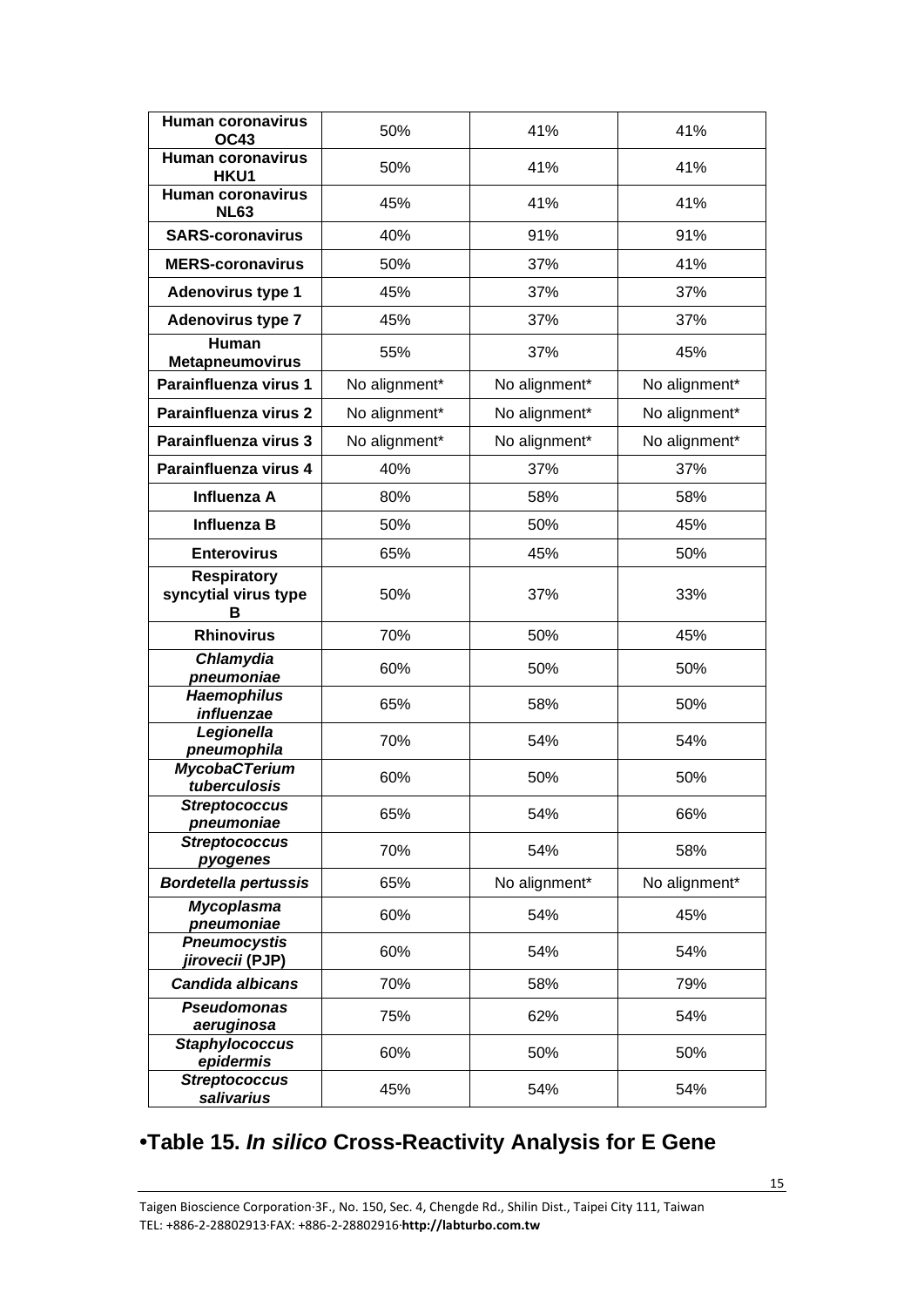| | | | |
|---|---|---|---|
| **Human coronavirus OC43** | 50% | 41% | 41% |
| **Human coronavirus HKU1** | 50% | 41% | 41% |
| **Human coronavirus NL63** | 45% | 41% | 41% |
| **SARS-coronavirus** | 40% | 91% | 91% |
| **MERS-coronavirus** | 50% | 37% | 41% |
| **Adenovirus type 1** | 45% | 37% | 37% |
| **Adenovirus type 7** | 45% | 37% | 37% |
| **Human Metapneumovirus** | 55% | 37% | 45% |
| **Parainfluenza virus 1** | No alignment* | No alignment* | No alignment* |
| **Parainfluenza virus 2** | No alignment* | No alignment* | No alignment* |
| **Parainfluenza virus 3** | No alignment* | No alignment* | No alignment* |
| **Parainfluenza virus 4** | 40% | 37% | 37% |
| **Influenza A** | 80% | 58% | 58% |
| **Influenza B** | 50% | 50% | 45% |
| **Enterovirus** | 65% | 45% | 50% |
| **Respiratory syncytial virus type B** | 50% | 37% | 33% |
| **Rhinovirus** | 70% | 50% | 45% |
| ***Chlamydia pneumoniae*** | 60% | 50% | 50% |
| ***Haemophilus influenzae*** | 65% | 58% | 50% |
| ***Legionella pneumophila*** | 70% | 54% | 54% |
| ***MycobaCTerium tuberculosis*** | 60% | 50% | 50% |
| ***Streptococcus pneumoniae*** | 65% | 54% | 66% |
| ***Streptococcus pyogenes*** | 70% | 54% | 58% |
| ***Bordetella pertussis*** | 65% | No alignment* | No alignment* |
| ***Mycoplasma pneumoniae*** | 60% | 54% | 45% |
| ***Pneumocystis jirovecii* (PJP)** | 60% | 54% | 54% |
| ***Candida albicans*** | 70% | 58% | 79% |
| ***Pseudomonas aeruginosa*** | 75% | 62% | 54% |
| ***Staphylococcus epidermis*** | 60% | 50% | 50% |
| ***Streptococcus salivarius*** | 45% | 54% | 54% |

## •Table 15. *In silico* Cross-Reactivity Analysis for E Gene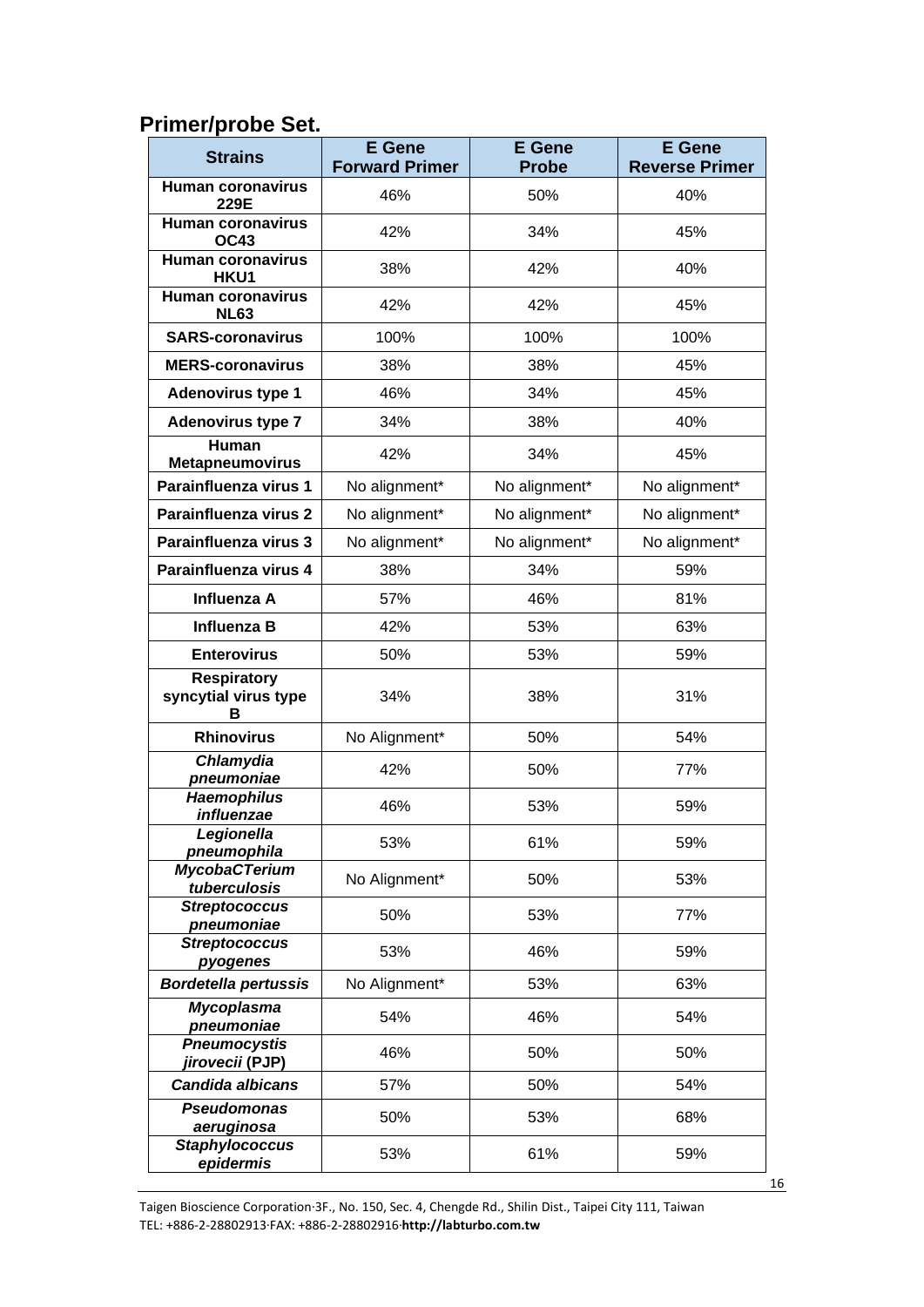## Primer/probe Set.

| Strains | E Gene Forward Primer | E Gene Probe | E Gene Reverse Primer |
|---|---|---|---|
| **Human coronavirus 229E** | 46% | 50% | 40% |
| **Human coronavirus OC43** | 42% | 34% | 45% |
| **Human coronavirus HKU1** | 38% | 42% | 40% |
| **Human coronavirus NL63** | 42% | 42% | 45% |
| **SARS-coronavirus** | 100% | 100% | 100% |
| **MERS-coronavirus** | 38% | 38% | 45% |
| **Adenovirus type 1** | 46% | 34% | 45% |
| **Adenovirus type 7** | 34% | 38% | 40% |
| **Human Metapneumovirus** | 42% | 34% | 45% |
| **Parainfluenza virus 1** | No alignment* | No alignment* | No alignment* |
| **Parainfluenza virus 2** | No alignment* | No alignment* | No alignment* |
| **Parainfluenza virus 3** | No alignment* | No alignment* | No alignment* |
| **Parainfluenza virus 4** | 38% | 34% | 59% |
| **Influenza A** | 57% | 46% | 81% |
| **Influenza B** | 42% | 53% | 63% |
| **Enterovirus** | 50% | 53% | 59% |
| **Respiratory syncytial virus type B** | 34% | 38% | 31% |
| **Rhinovirus** | No Alignment* | 50% | 54% |
| ***Chlamydia pneumoniae*** | 42% | 50% | 77% |
| ***Haemophilus influenzae*** | 46% | 53% | 59% |
| ***Legionella pneumophila*** | 53% | 61% | 59% |
| ***MycobaCTerium tuberculosis*** | No Alignment* | 50% | 53% |
| ***Streptococcus pneumoniae*** | 50% | 53% | 77% |
| ***Streptococcus pyogenes*** | 53% | 46% | 59% |
| ***Bordetella pertussis*** | No Alignment* | 53% | 63% |
| ***Mycoplasma pneumoniae*** | 54% | 46% | 54% |
| ***Pneumocystis jirovecii* (PJP)** | 46% | 50% | 50% |
| ***Candida albicans*** | 57% | 50% | 54% |
| ***Pseudomonas aeruginosa*** | 50% | 53% | 68% |
| ***Staphylococcus epidermis*** | 53% | 61% | 59% |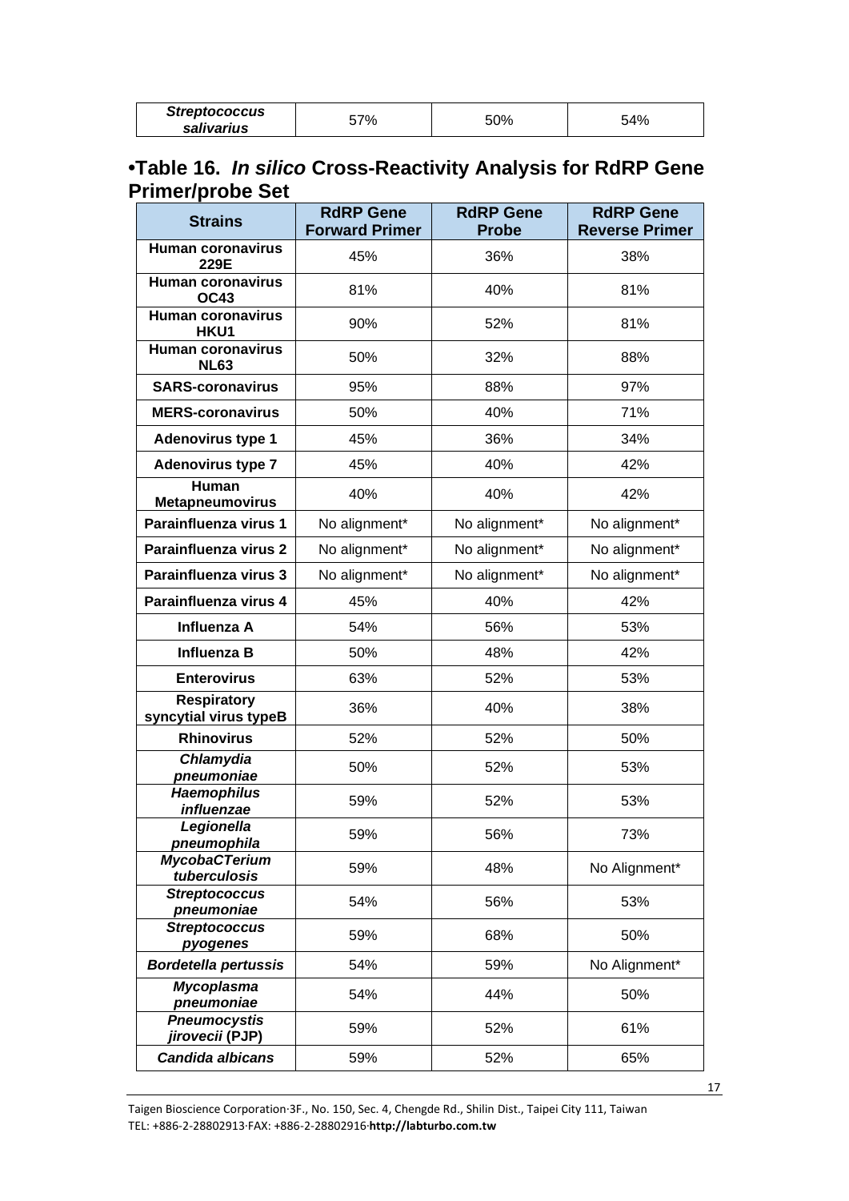| *Streptococcus salivarius* | 57% | 50% | 54% |
|---|---|---|---|

## •Table 16. *In silico* Cross-Reactivity Analysis for RdRP Gene Primer/probe Set

| Strains | RdRP Gene Forward Primer | RdRP Gene Probe | RdRP Gene Reverse Primer |
|---|---|---|---|
| **Human coronavirus 229E** | 45% | 36% | 38% |
| **Human coronavirus OC43** | 81% | 40% | 81% |
| **Human coronavirus HKU1** | 90% | 52% | 81% |
| **Human coronavirus NL63** | 50% | 32% | 88% |
| **SARS-coronavirus** | 95% | 88% | 97% |
| **MERS-coronavirus** | 50% | 40% | 71% |
| **Adenovirus type 1** | 45% | 36% | 34% |
| **Adenovirus type 7** | 45% | 40% | 42% |
| **Human Metapneumovirus** | 40% | 40% | 42% |
| **Parainfluenza virus 1** | No alignment* | No alignment* | No alignment* |
| **Parainfluenza virus 2** | No alignment* | No alignment* | No alignment* |
| **Parainfluenza virus 3** | No alignment* | No alignment* | No alignment* |
| **Parainfluenza virus 4** | 45% | 40% | 42% |
| **Influenza A** | 54% | 56% | 53% |
| **Influenza B** | 50% | 48% | 42% |
| **Enterovirus** | 63% | 52% | 53% |
| **Respiratory syncytial virus typeB** | 36% | 40% | 38% |
| **Rhinovirus** | 52% | 52% | 50% |
| ***Chlamydia pneumoniae*** | 50% | 52% | 53% |
| ***Haemophilus influenzae*** | 59% | 52% | 53% |
| ***Legionella pneumophila*** | 59% | 56% | 73% |
| ***MycobaCTerium tuberculosis*** | 59% | 48% | No Alignment* |
| ***Streptococcus pneumoniae*** | 54% | 56% | 53% |
| ***Streptococcus pyogenes*** | 59% | 68% | 50% |
| ***Bordetella pertussis*** | 54% | 59% | No Alignment* |
| ***Mycoplasma pneumoniae*** | 54% | 44% | 50% |
| ***Pneumocystis jirovecii* (PJP)** | 59% | 52% | 61% |
| ***Candida albicans*** | 59% | 52% | 65% |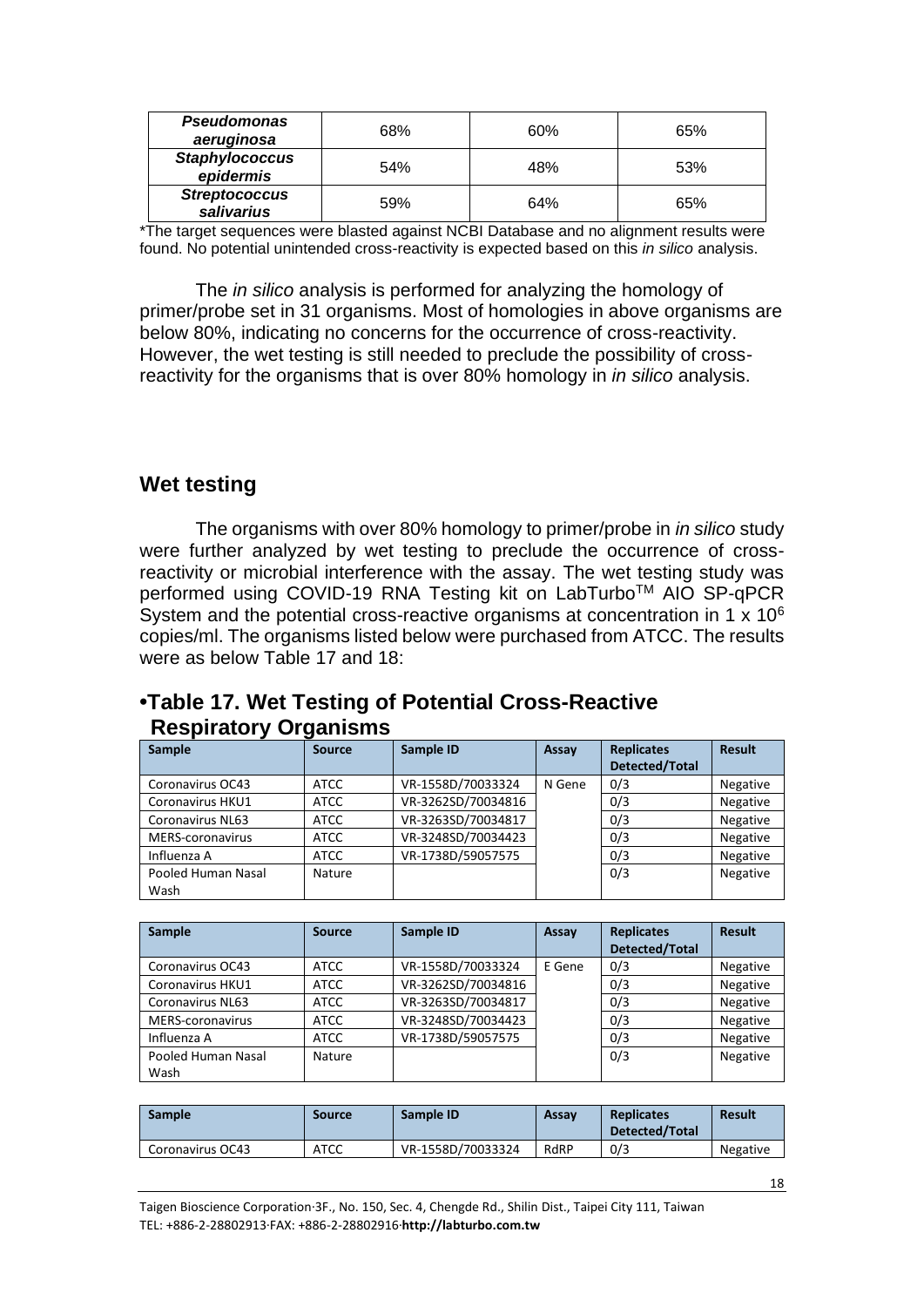| ***Pseudomonas aeruginosa*** | 68% | 60% | 65% |
|---|---|---|---|
| ***Staphylococcus epidermis*** | 54% | 48% | 53% |
| ***Streptococcus salivarius*** | 59% | 64% | 65% |

*The target sequences were blasted against NCBI Database and no alignment results were found. No potential unintended cross-reactivity is expected based on this *in silico* analysis.

The *in silico* analysis is performed for analyzing the homology of primer/probe set in 31 organisms. Most of homologies in above organisms are below 80%, indicating no concerns for the occurrence of cross-reactivity. However, the wet testing is still needed to preclude the possibility of cross-reactivity for the organisms that is over 80% homology in *in silico* analysis.

## Wet testing

The organisms with over 80% homology to primer/probe in *in silico* study were further analyzed by wet testing to preclude the occurrence of cross-reactivity or microbial interference with the assay. The wet testing study was performed using COVID-19 RNA Testing kit on LabTurbo™ AIO SP-qPCR System and the potential cross-reactive organisms at concentration in 1 x $10^6$ copies/ml. The organisms listed below were purchased from ATCC. The results were as below Table 17 and 18:

## •Table 17. Wet Testing of Potential Cross-Reactive Respiratory Organisms

| Sample | Source | Sample ID | Assay | Replicates Detected/Total | Result |
|---|---|---|---|---|---|
| Coronavirus OC43 | ATCC | VR-1558D/70033324 | N Gene | 0/3 | Negative |
| Coronavirus HKU1 | ATCC | VR-3262SD/70034816 | | 0/3 | Negative |
| Coronavirus NL63 | ATCC | VR-3263SD/70034817 | | 0/3 | Negative |
| MERS-coronavirus | ATCC | VR-3248SD/70034423 | | 0/3 | Negative |
| Influenza A | ATCC | VR-1738D/59057575 | | 0/3 | Negative |
| Pooled Human Nasal Wash | Nature | | | 0/3 | Negative |

| Sample | Source | Sample ID | Assay | Replicates Detected/Total | Result |
|---|---|---|---|---|---|
| Coronavirus OC43 | ATCC | VR-1558D/70033324 | E Gene | 0/3 | Negative |
| Coronavirus HKU1 | ATCC | VR-3262SD/70034816 | | 0/3 | Negative |
| Coronavirus NL63 | ATCC | VR-3263SD/70034817 | | 0/3 | Negative |
| MERS-coronavirus | ATCC | VR-3248SD/70034423 | | 0/3 | Negative |
| Influenza A | ATCC | VR-1738D/59057575 | | 0/3 | Negative |
| Pooled Human Nasal Wash | Nature | | | 0/3 | Negative |

| Sample | Source | Sample ID | Assay | Replicates Detected/Total | Result |
|---|---|---|---|---|---|
| Coronavirus OC43 | ATCC | VR-1558D/70033324 | RdRP | 0/3 | Negative |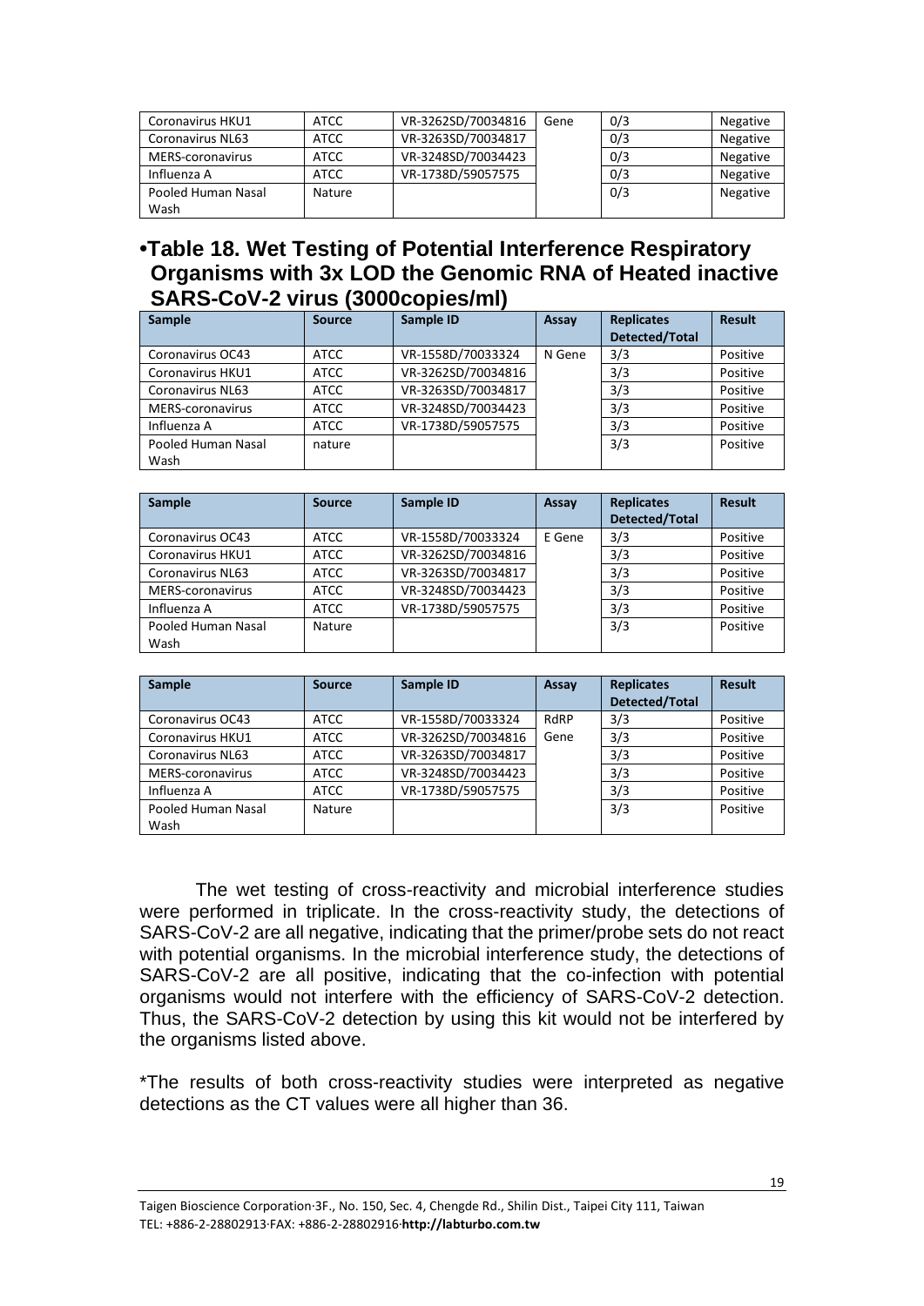| Coronavirus HKU1 | ATCC | VR-3262SD/70034816 | Gene | 0/3 | Negative |
|---|---|---|---|---|---|
| Coronavirus NL63 | ATCC | VR-3263SD/70034817 | | 0/3 | Negative |
| MERS-coronavirus | ATCC | VR-3248SD/70034423 | | 0/3 | Negative |
| Influenza A | ATCC | VR-1738D/59057575 | | 0/3 | Negative |
| Pooled Human Nasal Wash | Nature | | | 0/3 | Negative |

## •Table 18. Wet Testing of Potential Interference Respiratory Organisms with 3x LOD the Genomic RNA of Heated inactive SARS-CoV-2 virus (3000copies/ml)

| Sample | Source | Sample ID | Assay | Replicates Detected/Total | Result |
|---|---|---|---|---|---|
| Coronavirus OC43 | ATCC | VR-1558D/70033324 | N Gene | 3/3 | Positive |
| Coronavirus HKU1 | ATCC | VR-3262SD/70034816 | | 3/3 | Positive |
| Coronavirus NL63 | ATCC | VR-3263SD/70034817 | | 3/3 | Positive |
| MERS-coronavirus | ATCC | VR-3248SD/70034423 | | 3/3 | Positive |
| Influenza A | ATCC | VR-1738D/59057575 | | 3/3 | Positive |
| Pooled Human Nasal Wash | nature | | | 3/3 | Positive |

| Sample | Source | Sample ID | Assay | Replicates Detected/Total | Result |
|---|---|---|---|---|---|
| Coronavirus OC43 | ATCC | VR-1558D/70033324 | E Gene | 3/3 | Positive |
| Coronavirus HKU1 | ATCC | VR-3262SD/70034816 | | 3/3 | Positive |
| Coronavirus NL63 | ATCC | VR-3263SD/70034817 | | 3/3 | Positive |
| MERS-coronavirus | ATCC | VR-3248SD/70034423 | | 3/3 | Positive |
| Influenza A | ATCC | VR-1738D/59057575 | | 3/3 | Positive |
| Pooled Human Nasal Wash | Nature | | | 3/3 | Positive |

| Sample | Source | Sample ID | Assay | Replicates Detected/Total | Result |
|---|---|---|---|---|---|
| Coronavirus OC43 | ATCC | VR-1558D/70033324 | RdRP Gene | 3/3 | Positive |
| Coronavirus HKU1 | ATCC | VR-3262SD/70034816 | | 3/3 | Positive |
| Coronavirus NL63 | ATCC | VR-3263SD/70034817 | | 3/3 | Positive |
| MERS-coronavirus | ATCC | VR-3248SD/70034423 | | 3/3 | Positive |
| Influenza A | ATCC | VR-1738D/59057575 | | 3/3 | Positive |
| Pooled Human Nasal Wash | Nature | | | 3/3 | Positive |

The wet testing of cross-reactivity and microbial interference studies were performed in triplicate. In the cross-reactivity study, the detections of SARS-CoV-2 are all negative, indicating that the primer/probe sets do not react with potential organisms. In the microbial interference study, the detections of SARS-CoV-2 are all positive, indicating that the co-infection with potential organisms would not interfere with the efficiency of SARS-CoV-2 detection. Thus, the SARS-CoV-2 detection by using this kit would not be interfered by the organisms listed above.

*The results of both cross-reactivity studies were interpreted as negative detections as the CT values were all higher than 36.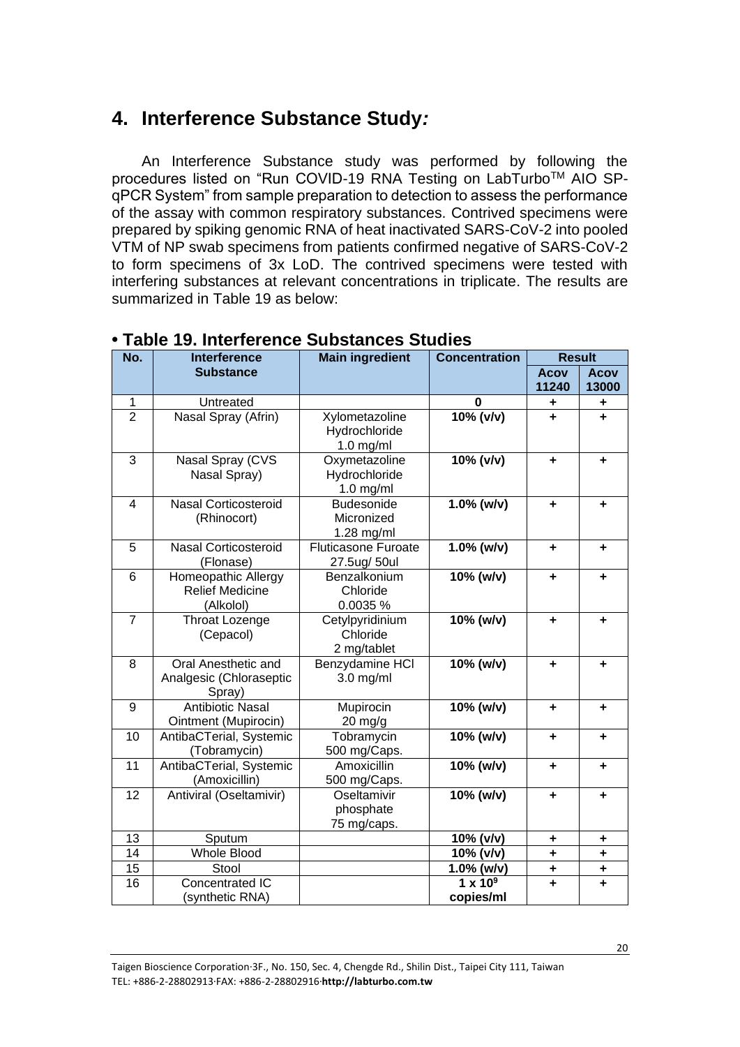## 4. Interference Substance Study*:*

An Interference Substance study was performed by following the procedures listed on "Run COVID-19 RNA Testing on LabTurbo™ AIO SP-qPCR System" from sample preparation to detection to assess the performance of the assay with common respiratory substances. Contrived specimens were prepared by spiking genomic RNA of heat inactivated SARS-CoV-2 into pooled VTM of NP swab specimens from patients confirmed negative of SARS-CoV-2 to form specimens of 3x LoD. The contrived specimens were tested with interfering substances at relevant concentrations in triplicate. The results are summarized in Table 19 as below:

### • Table 19. Interference Substances Studies

| No. | Interference Substance | Main ingredient | Concentration | Result | |
|---|---|---|---|---|---|
| | | | | Acov 11240 | Acov 13000 |
| 1 | Untreated | | **0** | + | + |
| 2 | Nasal Spray (Afrin) | Xylometazoline Hydrochloride 1.0 mg/ml | **10% (v/v)** | + | + |
| 3 | Nasal Spray (CVS Nasal Spray) | Oxymetazoline Hydrochloride 1.0 mg/ml | **10% (v/v)** | + | + |
| 4 | Nasal Corticosteroid (Rhinocort) | Budesonide Micronized 1.28 mg/ml | **1.0% (w/v)** | + | + |
| 5 | Nasal Corticosteroid (Flonase) | Fluticasone Furoate 27.5ug/ 50ul | **1.0% (w/v)** | + | + |
| 6 | Homeopathic Allergy Relief Medicine (Alkolol) | Benzalkonium Chloride 0.0035 % | **10% (w/v)** | + | + |
| 7 | Throat Lozenge (Cepacol) | Cetylpyridinium Chloride 2 mg/tablet | **10% (w/v)** | + | + |
| 8 | Oral Anesthetic and Analgesic (Chloraseptic Spray) | Benzydamine HCl 3.0 mg/ml | **10% (w/v)** | + | + |
| 9 | Antibiotic Nasal Ointment (Mupirocin) | Mupirocin 20 mg/g | **10% (w/v)** | + | + |
| 10 | AntibaCTerial, Systemic (Tobramycin) | Tobramycin 500 mg/Caps. | **10% (w/v)** | + | + |
| 11 | AntibaCTerial, Systemic (Amoxicillin) | Amoxicillin 500 mg/Caps. | **10% (w/v)** | + | + |
| 12 | Antiviral (Oseltamivir) | Oseltamivir phosphate 75 mg/caps. | **10% (w/v)** | + | + |
| 13 | Sputum | | **10% (v/v)** | + | + |
| 14 | Whole Blood | | **10% (v/v)** | + | + |
| 15 | Stool | | **1.0% (w/v)** | + | + |
| 16 | Concentrated IC (synthetic RNA) | | **$1 \times 10^9$ copies/ml** | + | + |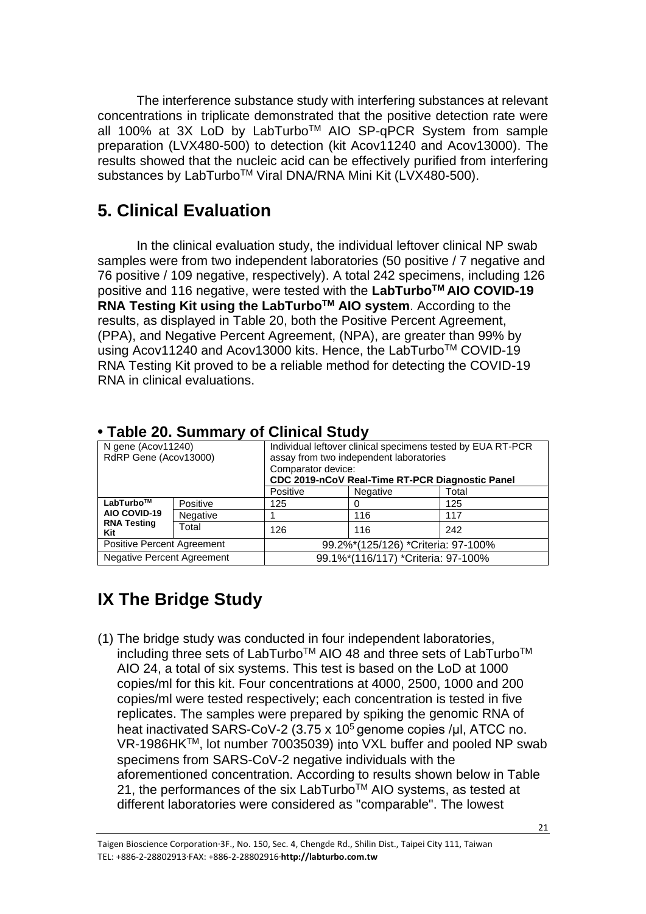The interference substance study with interfering substances at relevant concentrations in triplicate demonstrated that the positive detection rate were all 100% at 3X LoD by LabTurbo™ AIO SP-qPCR System from sample preparation (LVX480-500) to detection (kit Acov11240 and Acov13000). The results showed that the nucleic acid can be effectively purified from interfering substances by LabTurbo™ Viral DNA/RNA Mini Kit (LVX480-500).

## 5. Clinical Evaluation

In the clinical evaluation study, the individual leftover clinical NP swab samples were from two independent laboratories (50 positive / 7 negative and 76 positive / 109 negative, respectively). A total 242 specimens, including 126 positive and 116 negative, were tested with the **LabTurbo™ AIO COVID-19 RNA Testing Kit using the LabTurbo™ AIO system**. According to the results, as displayed in Table 20, both the Positive Percent Agreement, (PPA), and Negative Percent Agreement, (NPA), are greater than 99% by using Acov11240 and Acov13000 kits. Hence, the LabTurbo™ COVID-19 RNA Testing Kit proved to be a reliable method for detecting the COVID-19 RNA in clinical evaluations.

### • Table 20. Summary of Clinical Study

| N gene (Acov11240)<br>RdRP Gene (Acov13000) | | Individual leftover clinical specimens tested by EUA RT-PCR assay from two independent laboratories<br>Comparator device:<br>**CDC 2019-nCoV Real-Time RT-PCR Diagnostic Panel** | | |
|---|---|---|---|---|
| | | Positive | Negative | Total |
| **LabTurbo™ AIO COVID-19 RNA Testing Kit** | Positive | 125 | 0 | 125 |
| | Negative | 1 | 116 | 117 |
| | Total | 126 | 116 | 242 |
| Positive Percent Agreement | | 99.2%*(125/126) *Criteria: 97-100% | | |
| Negative Percent Agreement | | 99.1%*(116/117) *Criteria: 97-100% | | |

## IX The Bridge Study

(1) The bridge study was conducted in four independent laboratories, including three sets of LabTurbo™ AIO 48 and three sets of LabTurbo™ AIO 24, a total of six systems. This test is based on the LoD at 1000 copies/ml for this kit. Four concentrations at 4000, 2500, 1000 and 200 copies/ml were tested respectively; each concentration is tested in five replicates. The samples were prepared by spiking the genomic RNA of heat inactivated SARS-CoV-2 ($3.75 \times 10^5$ genome copies /µl, ATCC no. VR-1986HK™, lot number 70035039) into VXL buffer and pooled NP swab specimens from SARS-CoV-2 negative individuals with the aforementioned concentration. According to results shown below in Table 21, the performances of the six LabTurbo™ AIO systems, as tested at different laboratories were considered as "comparable". The lowest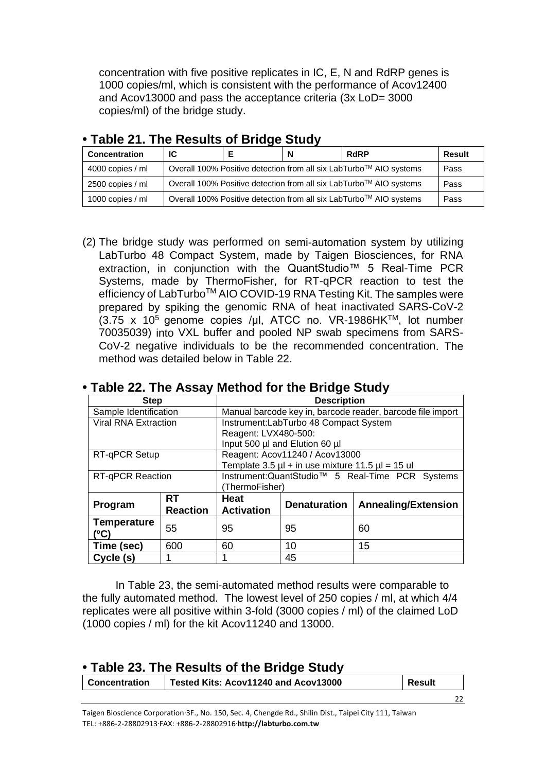concentration with five positive replicates in IC, E, N and RdRP genes is 1000 copies/ml, which is consistent with the performance of Acov12400 and Acov13000 and pass the acceptance criteria (3x LoD= 3000 copies/ml) of the bridge study.

## • Table 21. The Results of Bridge Study

| Concentration | IC | E | N | RdRP | Result |
|---|---|---|---|---|---|
| 4000 copies / ml | Overall 100% Positive detection from all six LabTurbo™ AIO systems | | | | Pass |
| 2500 copies / ml | Overall 100% Positive detection from all six LabTurbo™ AIO systems | | | | Pass |
| 1000 copies / ml | Overall 100% Positive detection from all six LabTurbo™ AIO systems | | | | Pass |

(2) The bridge study was performed on semi-automation system by utilizing LabTurbo 48 Compact System, made by Taigen Biosciences, for RNA extraction, in conjunction with the QuantStudio™ 5 Real-Time PCR Systems, made by ThermoFisher, for RT-qPCR reaction to test the efficiency of LabTurbo™ AIO COVID-19 RNA Testing Kit. The samples were prepared by spiking the genomic RNA of heat inactivated SARS-CoV-2 ($3.75 \times 10^5$ genome copies /µl, ATCC no. VR-1986HK™, lot number 70035039) into VXL buffer and pooled NP swab specimens from SARS-CoV-2 negative individuals to be the recommended concentration. The method was detailed below in Table 22.

## • Table 22. The Assay Method for the Bridge Study

| Step | | Description | | |
|---|---|---|---|---|
| Sample Identification | | Manual barcode key in, barcode reader, barcode file import | | |
| Viral RNA Extraction | | Instrument:LabTurbo 48 Compact System<br>Reagent: LVX480-500:<br>Input 500 µl and Elution 60 µl | | |
| RT-qPCR Setup | | Reagent: Acov11240 / Acov13000<br>Template 3.5 µl + in use mixture 11.5 µl = 15 ul | | |
| RT-qPCR Reaction | | Instrument:QuantStudio™ 5 Real-Time PCR Systems (ThermoFisher) | | |
| **Program** | **RT Reaction** | **Heat Activation** | **Denaturation** | **Annealing/Extension** |
| **Temperature (°C)** | 55 | 95 | 95 | 60 |
| **Time (sec)** | 600 | 60 | 10 | 15 |
| **Cycle (s)** | 1 | 1 | 45 | |

In Table 23, the semi-automated method results were comparable to the fully automated method. The lowest level of 250 copies / ml, at which 4/4 replicates were all positive within 3-fold (3000 copies / ml) of the claimed LoD (1000 copies / ml) for the kit Acov11240 and 13000.

## • Table 23. The Results of the Bridge Study

| Concentration | Tested Kits: Acov11240 and Acov13000 | Result |
|---|---|---|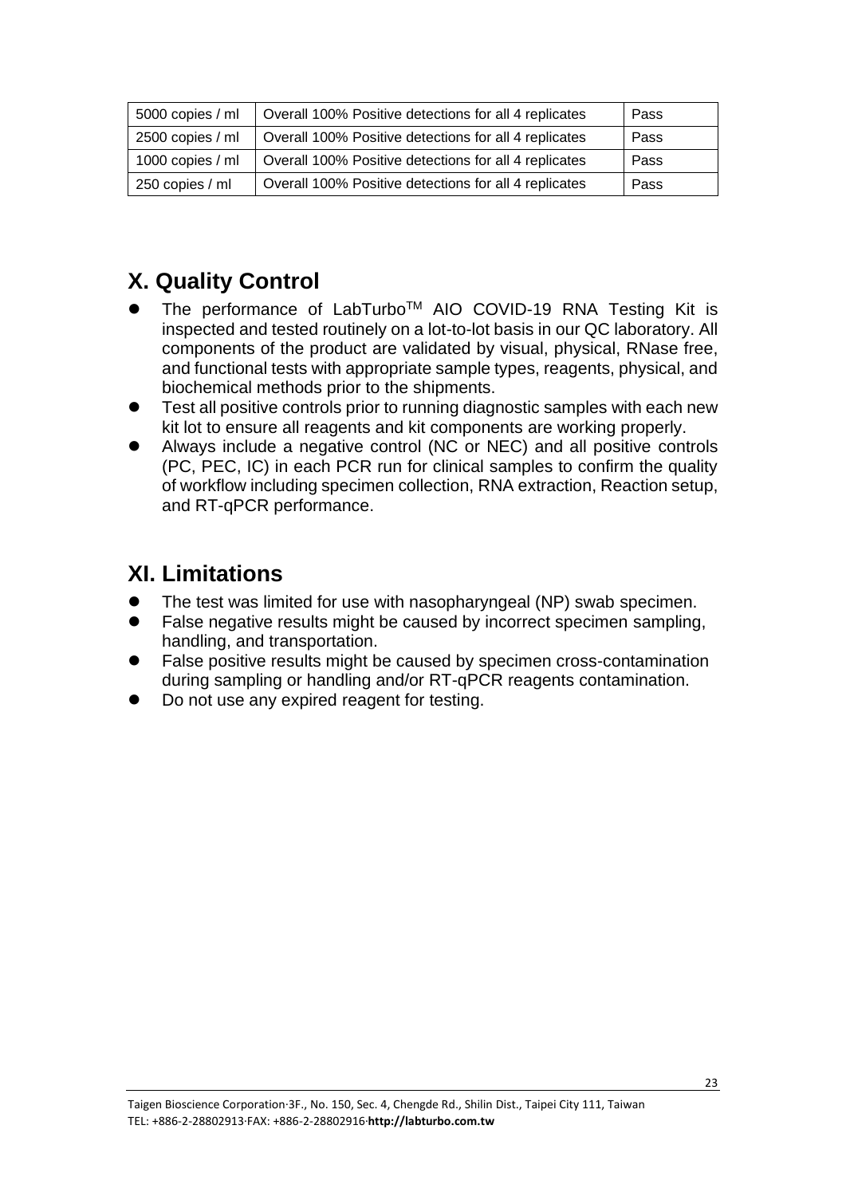| 5000 copies / ml | Overall 100% Positive detections for all 4 replicates | Pass |
|---|---|---|
| 2500 copies / ml | Overall 100% Positive detections for all 4 replicates | Pass |
| 1000 copies / ml | Overall 100% Positive detections for all 4 replicates | Pass |
| 250 copies / ml | Overall 100% Positive detections for all 4 replicates | Pass |

## X. Quality Control

- The performance of LabTurbo™ AIO COVID-19 RNA Testing Kit is inspected and tested routinely on a lot-to-lot basis in our QC laboratory. All components of the product are validated by visual, physical, RNase free, and functional tests with appropriate sample types, reagents, physical, and biochemical methods prior to the shipments.
- Test all positive controls prior to running diagnostic samples with each new kit lot to ensure all reagents and kit components are working properly.
- Always include a negative control (NC or NEC) and all positive controls (PC, PEC, IC) in each PCR run for clinical samples to confirm the quality of workflow including specimen collection, RNA extraction, Reaction setup, and RT-qPCR performance.

## XI. Limitations

- The test was limited for use with nasopharyngeal (NP) swab specimen.
- False negative results might be caused by incorrect specimen sampling, handling, and transportation.
- False positive results might be caused by specimen cross-contamination during sampling or handling and/or RT-qPCR reagents contamination.
- Do not use any expired reagent for testing.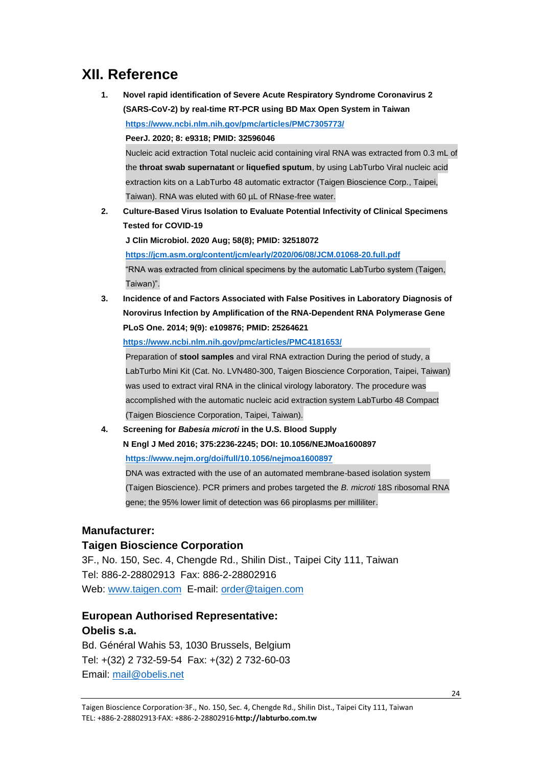# XII. Reference

1. **Novel rapid identification of Severe Acute Respiratory Syndrome Coronavirus 2 (SARS-CoV-2) by real-time RT-PCR using BD Max Open System in Taiwan**
   **https://www.ncbi.nlm.nih.gov/pmc/articles/PMC7305773/**
   **PeerJ. 2020; 8: e9318; PMID: 32596046**
   Nucleic acid extraction Total nucleic acid containing viral RNA was extracted from 0.3 mL of the **throat swab supernatant** or **liquefied sputum**, by using LabTurbo Viral nucleic acid extraction kits on a LabTurbo 48 automatic extractor (Taigen Bioscience Corp., Taipei, Taiwan). RNA was eluted with 60 µL of RNase-free water.

2. **Culture-Based Virus Isolation to Evaluate Potential Infectivity of Clinical Specimens Tested for COVID-19**
   **J Clin Microbiol. 2020 Aug; 58(8); PMID: 32518072**
   **https://jcm.asm.org/content/jcm/early/2020/06/08/JCM.01068-20.full.pdf**
   "RNA was extracted from clinical specimens by the automatic LabTurbo system (Taigen, Taiwan)".

3. **Incidence of and Factors Associated with False Positives in Laboratory Diagnosis of Norovirus Infection by Amplification of the RNA-Dependent RNA Polymerase Gene**
   **PLoS One. 2014; 9(9): e109876; PMID: 25264621**
   **https://www.ncbi.nlm.nih.gov/pmc/articles/PMC4181653/**
   Preparation of **stool samples** and viral RNA extraction During the period of study, a LabTurbo Mini Kit (Cat. No. LVN480-300, Taigen Bioscience Corporation, Taipei, Taiwan) was used to extract viral RNA in the clinical virology laboratory. The procedure was accomplished with the automatic nucleic acid extraction system LabTurbo 48 Compact (Taigen Bioscience Corporation, Taipei, Taiwan).

4. **Screening for *Babesia microti* in the U.S. Blood Supply**
   **N Engl J Med 2016; 375:2236-2245; DOI: 10.1056/NEJMoa1600897**
   **https://www.nejm.org/doi/full/10.1056/nejmoa1600897**
   DNA was extracted with the use of an automated membrane-based isolation system (Taigen Bioscience). PCR primers and probes targeted the *B. microti* 18S ribosomal RNA gene; the 95% lower limit of detection was 66 piroplasms per milliliter.

### Manufacturer:

### Taigen Bioscience Corporation

3F., No. 150, Sec. 4, Chengde Rd., Shilin Dist., Taipei City 111, Taiwan
Tel: 886-2-28802913 Fax: 886-2-28802916
Web: www.taigen.com E-mail: order@taigen.com

### European Authorised Representative:

### Obelis s.a.

Bd. Général Wahis 53, 1030 Brussels, Belgium
Tel: +(32) 2 732-59-54 Fax: +(32) 2 732-60-03
Email: mail@obelis.net